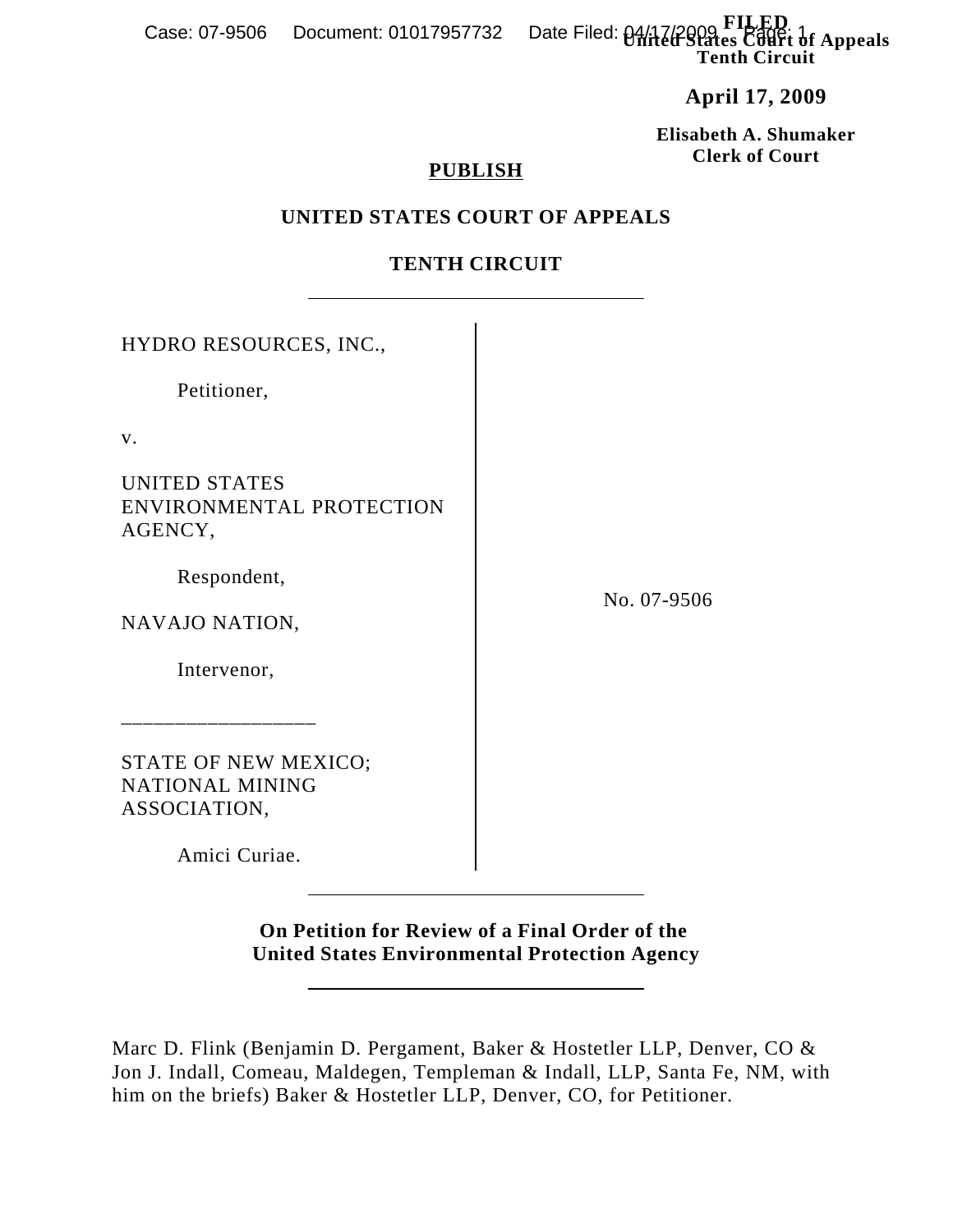FILED
United States Court of Appeals
Tenth Circuit

**April 17, 2009**

**Elisabeth A. Shumaker**
**Clerk of Court**

**PUBLISH**

**UNITED STATES COURT OF APPEALS**

**TENTH CIRCUIT**

---

HYDRO RESOURCES, INC.,

Petitioner,

v.

UNITED STATES ENVIRONMENTAL PROTECTION AGENCY,

Respondent,

NAVAJO NATION,

Intervenor,

_________________

STATE OF NEW MEXICO; NATIONAL MINING ASSOCIATION,

Amici Curiae.

No. 07-9506

---

**On Petition for Review of a Final Order of the United States Environmental Protection Agency**

---

Marc D. Flink (Benjamin D. Pergament, Baker & Hostetler LLP, Denver, CO & Jon J. Indall, Comeau, Maldegen, Templeman & Indall, LLP, Santa Fe, NM, with him on the briefs) Baker & Hostetler LLP, Denver, CO, for Petitioner.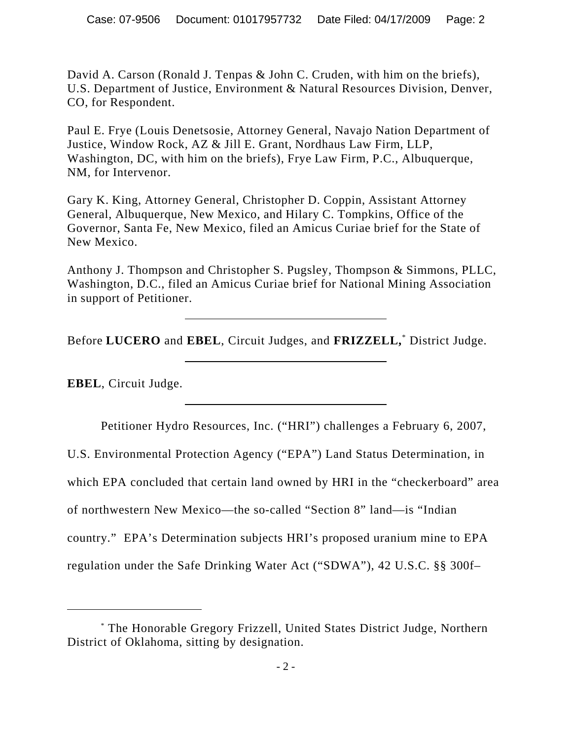David A. Carson (Ronald J. Tenpas & John C. Cruden, with him on the briefs), U.S. Department of Justice, Environment & Natural Resources Division, Denver, CO, for Respondent.

Paul E. Frye (Louis Denetsosie, Attorney General, Navajo Nation Department of Justice, Window Rock, AZ & Jill E. Grant, Nordhaus Law Firm, LLP, Washington, DC, with him on the briefs), Frye Law Firm, P.C., Albuquerque, NM, for Intervenor.

Gary K. King, Attorney General, Christopher D. Coppin, Assistant Attorney General, Albuquerque, New Mexico, and Hilary C. Tompkins, Office of the Governor, Santa Fe, New Mexico, filed an Amicus Curiae brief for the State of New Mexico.

Anthony J. Thompson and Christopher S. Pugsley, Thompson & Simmons, PLLC, Washington, D.C., filed an Amicus Curiae brief for National Mining Association in support of Petitioner.

---

Before **LUCERO** and **EBEL**, Circuit Judges, and **FRIZZELL,**[*] District Judge.

---

**EBEL**, Circuit Judge.

---

Petitioner Hydro Resources, Inc. ("HRI") challenges a February 6, 2007, U.S. Environmental Protection Agency ("EPA") Land Status Determination, in which EPA concluded that certain land owned by HRI in the "checkerboard" area of northwestern New Mexico—the so-called "Section 8" land—is "Indian country." EPA's Determination subjects HRI's proposed uranium mine to EPA regulation under the Safe Drinking Water Act ("SDWA"), 42 U.S.C. §§ 300f–

---

[*] The Honorable Gregory Frizzell, United States District Judge, Northern District of Oklahoma, sitting by designation.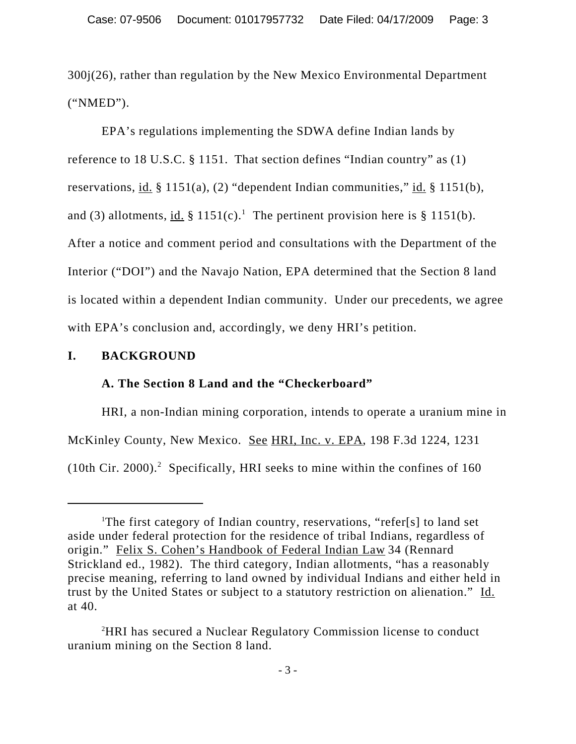300j(26), rather than regulation by the New Mexico Environmental Department ("NMED").

EPA's regulations implementing the SDWA define Indian lands by reference to 18 U.S.C. § 1151. That section defines "Indian country" as (1) reservations, id. § 1151(a), (2) "dependent Indian communities," id. § 1151(b), and (3) allotments, id. § 1151(c).[1] The pertinent provision here is § 1151(b). After a notice and comment period and consultations with the Department of the Interior ("DOI") and the Navajo Nation, EPA determined that the Section 8 land is located within a dependent Indian community. Under our precedents, we agree with EPA's conclusion and, accordingly, we deny HRI's petition.

## I. BACKGROUND

### A. The Section 8 Land and the "Checkerboard"

HRI, a non-Indian mining corporation, intends to operate a uranium mine in McKinley County, New Mexico. See HRI, Inc. v. EPA, 198 F.3d 1224, 1231 (10th Cir. 2000).[2] Specifically, HRI seeks to mine within the confines of 160

---

[1]The first category of Indian country, reservations, "refer[s] to land set aside under federal protection for the residence of tribal Indians, regardless of origin." Felix S. Cohen's Handbook of Federal Indian Law 34 (Rennard Strickland ed., 1982). The third category, Indian allotments, "has a reasonably precise meaning, referring to land owned by individual Indians and either held in trust by the United States or subject to a statutory restriction on alienation." Id. at 40.

[2]HRI has secured a Nuclear Regulatory Commission license to conduct uranium mining on the Section 8 land.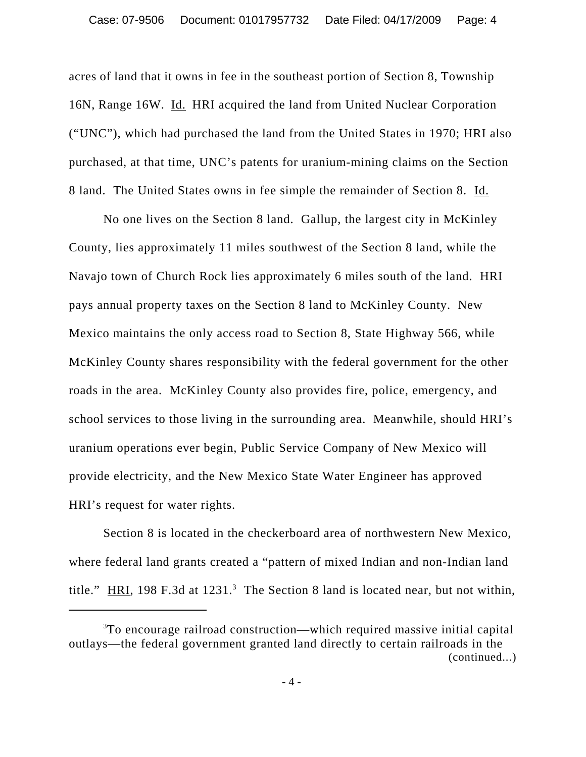acres of land that it owns in fee in the southeast portion of Section 8, Township 16N, Range 16W. Id. HRI acquired the land from United Nuclear Corporation ("UNC"), which had purchased the land from the United States in 1970; HRI also purchased, at that time, UNC's patents for uranium-mining claims on the Section 8 land. The United States owns in fee simple the remainder of Section 8. Id.

No one lives on the Section 8 land. Gallup, the largest city in McKinley County, lies approximately 11 miles southwest of the Section 8 land, while the Navajo town of Church Rock lies approximately 6 miles south of the land. HRI pays annual property taxes on the Section 8 land to McKinley County. New Mexico maintains the only access road to Section 8, State Highway 566, while McKinley County shares responsibility with the federal government for the other roads in the area. McKinley County also provides fire, police, emergency, and school services to those living in the surrounding area. Meanwhile, should HRI's uranium operations ever begin, Public Service Company of New Mexico will provide electricity, and the New Mexico State Water Engineer has approved HRI's request for water rights.

Section 8 is located in the checkerboard area of northwestern New Mexico, where federal land grants created a "pattern of mixed Indian and non-Indian land title." HRI, 198 F.3d at 1231.[3] The Section 8 land is located near, but not within,

---

[3]To encourage railroad construction—which required massive initial capital outlays—the federal government granted land directly to certain railroads in the (continued...)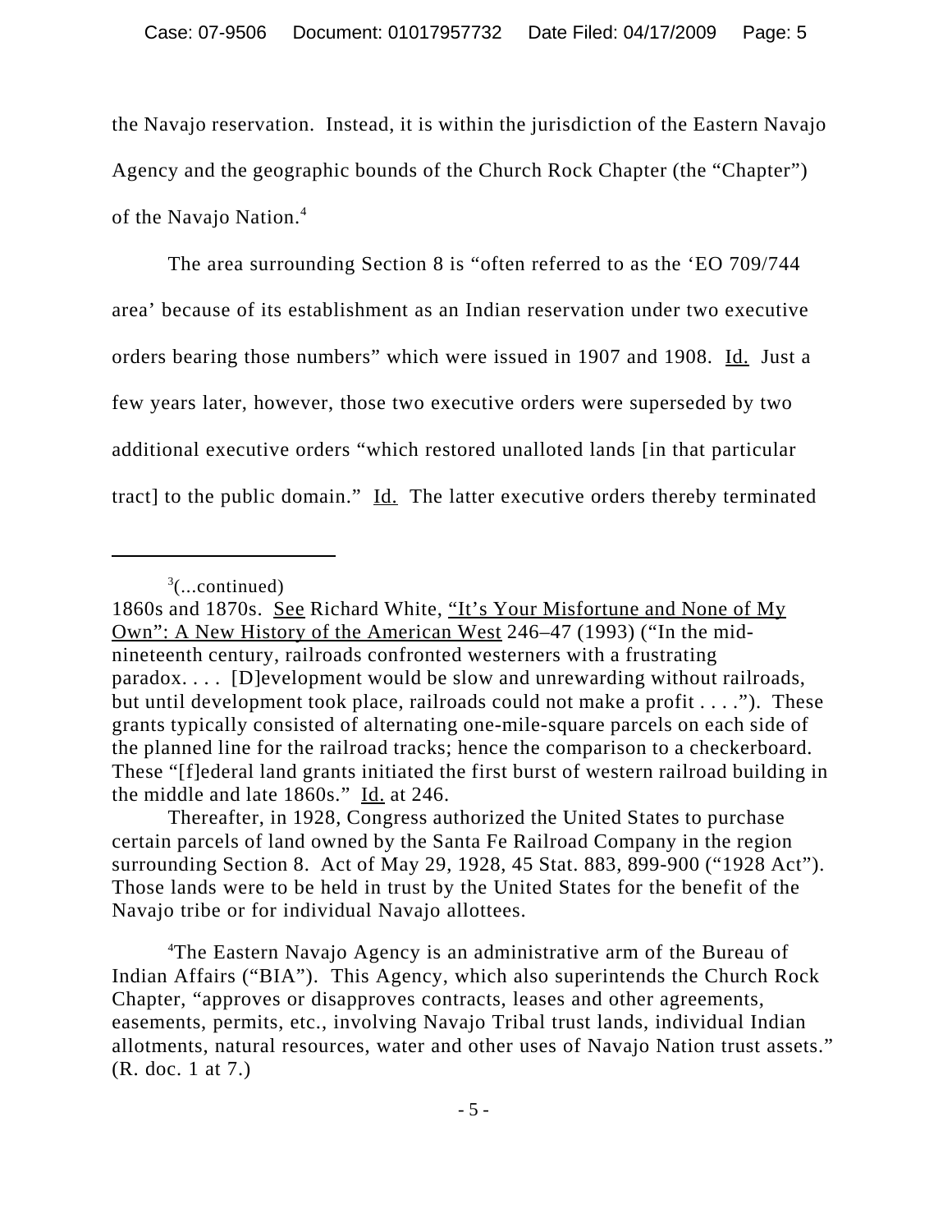the Navajo reservation. Instead, it is within the jurisdiction of the Eastern Navajo Agency and the geographic bounds of the Church Rock Chapter (the "Chapter") of the Navajo Nation.[4]

The area surrounding Section 8 is "often referred to as the 'EO 709/744 area' because of its establishment as an Indian reservation under two executive orders bearing those numbers" which were issued in 1907 and 1908. Id. Just a few years later, however, those two executive orders were superseded by two additional executive orders "which restored unalloted lands [in that particular tract] to the public domain." Id. The latter executive orders thereby terminated

---

[3](...continued)
1860s and 1870s. See Richard White, "It's Your Misfortune and None of My Own": A New History of the American West 246–47 (1993) ("In the mid-nineteenth century, railroads confronted westerners with a frustrating paradox. . . . [D]evelopment would be slow and unrewarding without railroads, but until development took place, railroads could not make a profit . . . ."). These grants typically consisted of alternating one-mile-square parcels on each side of the planned line for the railroad tracks; hence the comparison to a checkerboard. These "[f]ederal land grants initiated the first burst of western railroad building in the middle and late 1860s." Id. at 246.

Thereafter, in 1928, Congress authorized the United States to purchase certain parcels of land owned by the Santa Fe Railroad Company in the region surrounding Section 8. Act of May 29, 1928, 45 Stat. 883, 899-900 ("1928 Act"). Those lands were to be held in trust by the United States for the benefit of the Navajo tribe or for individual Navajo allottees.

[4]The Eastern Navajo Agency is an administrative arm of the Bureau of Indian Affairs ("BIA"). This Agency, which also superintends the Church Rock Chapter, "approves or disapproves contracts, leases and other agreements, easements, permits, etc., involving Navajo Tribal trust lands, individual Indian allotments, natural resources, water and other uses of Navajo Nation trust assets." (R. doc. 1 at 7.)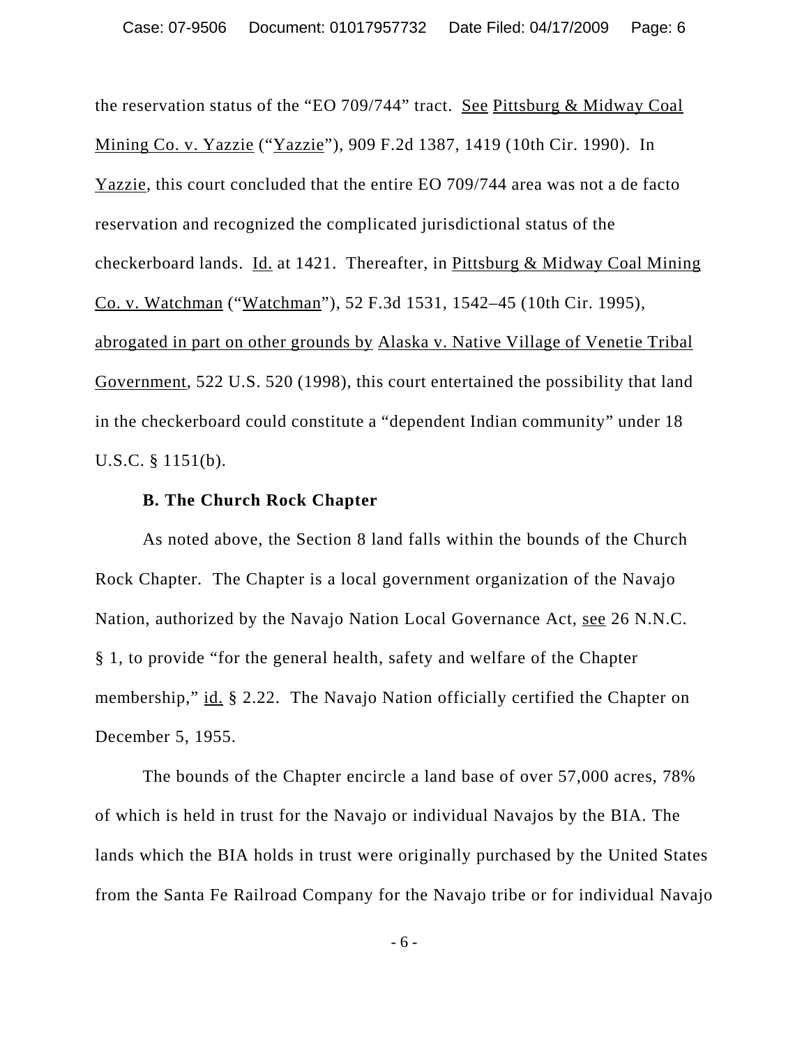the reservation status of the "EO 709/744" tract. See Pittsburg & Midway Coal Mining Co. v. Yazzie ("Yazzie"), 909 F.2d 1387, 1419 (10th Cir. 1990). In Yazzie, this court concluded that the entire EO 709/744 area was not a de facto reservation and recognized the complicated jurisdictional status of the checkerboard lands. Id. at 1421. Thereafter, in Pittsburg & Midway Coal Mining Co. v. Watchman ("Watchman"), 52 F.3d 1531, 1542–45 (10th Cir. 1995), abrogated in part on other grounds by Alaska v. Native Village of Venetie Tribal Government, 522 U.S. 520 (1998), this court entertained the possibility that land in the checkerboard could constitute a "dependent Indian community" under 18 U.S.C. § 1151(b).

### B. The Church Rock Chapter

As noted above, the Section 8 land falls within the bounds of the Church Rock Chapter. The Chapter is a local government organization of the Navajo Nation, authorized by the Navajo Nation Local Governance Act, see 26 N.N.C. § 1, to provide "for the general health, safety and welfare of the Chapter membership," id. § 2.22. The Navajo Nation officially certified the Chapter on December 5, 1955.

The bounds of the Chapter encircle a land base of over 57,000 acres, 78% of which is held in trust for the Navajo or individual Navajos by the BIA. The lands which the BIA holds in trust were originally purchased by the United States from the Santa Fe Railroad Company for the Navajo tribe or for individual Navajo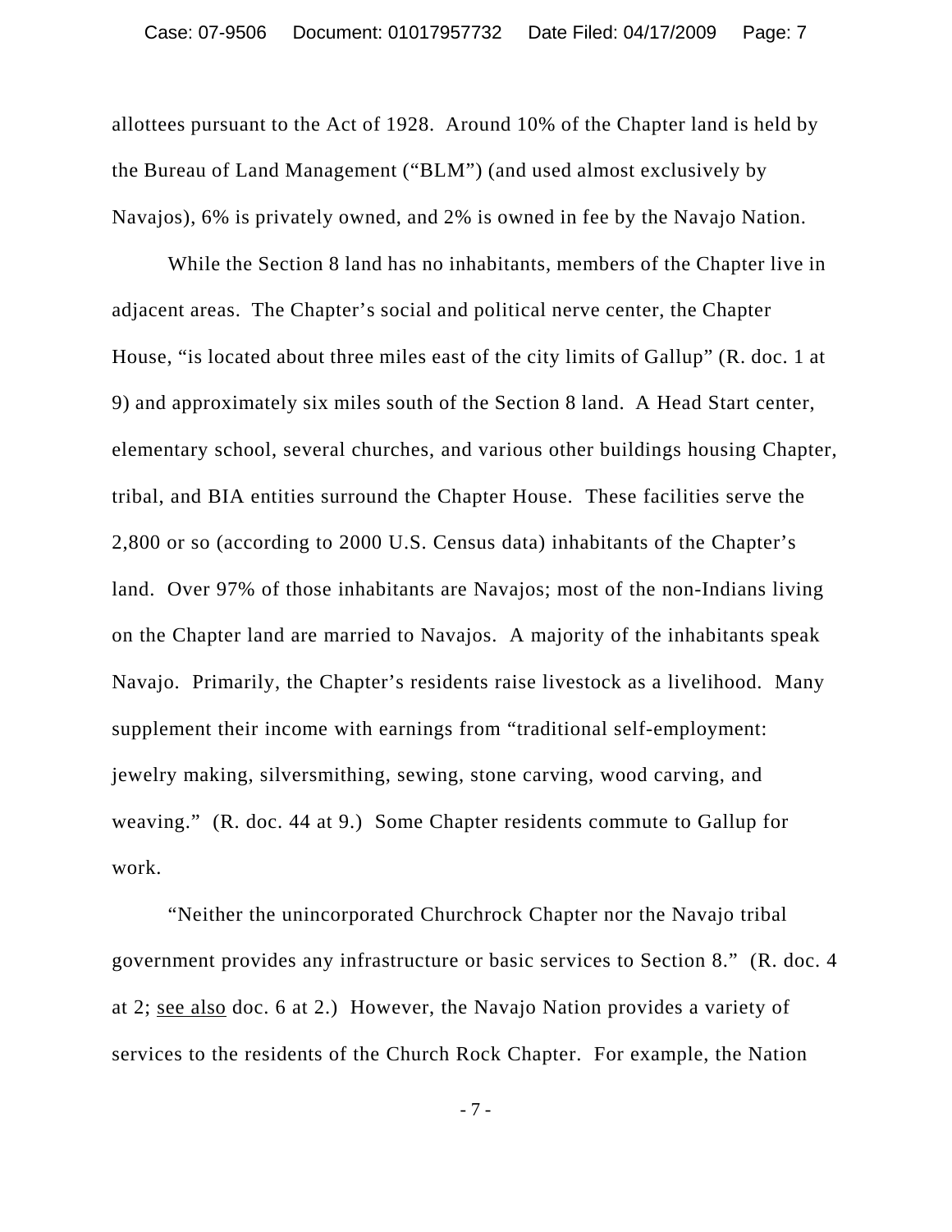allottees pursuant to the Act of 1928. Around 10% of the Chapter land is held by the Bureau of Land Management ("BLM") (and used almost exclusively by Navajos), 6% is privately owned, and 2% is owned in fee by the Navajo Nation.

While the Section 8 land has no inhabitants, members of the Chapter live in adjacent areas. The Chapter's social and political nerve center, the Chapter House, "is located about three miles east of the city limits of Gallup" (R. doc. 1 at 9) and approximately six miles south of the Section 8 land. A Head Start center, elementary school, several churches, and various other buildings housing Chapter, tribal, and BIA entities surround the Chapter House. These facilities serve the 2,800 or so (according to 2000 U.S. Census data) inhabitants of the Chapter's land. Over 97% of those inhabitants are Navajos; most of the non-Indians living on the Chapter land are married to Navajos. A majority of the inhabitants speak Navajo. Primarily, the Chapter's residents raise livestock as a livelihood. Many supplement their income with earnings from "traditional self-employment: jewelry making, silversmithing, sewing, stone carving, wood carving, and weaving." (R. doc. 44 at 9.) Some Chapter residents commute to Gallup for work.

"Neither the unincorporated Churchrock Chapter nor the Navajo tribal government provides any infrastructure or basic services to Section 8." (R. doc. 4 at 2; see also doc. 6 at 2.) However, the Navajo Nation provides a variety of services to the residents of the Church Rock Chapter. For example, the Nation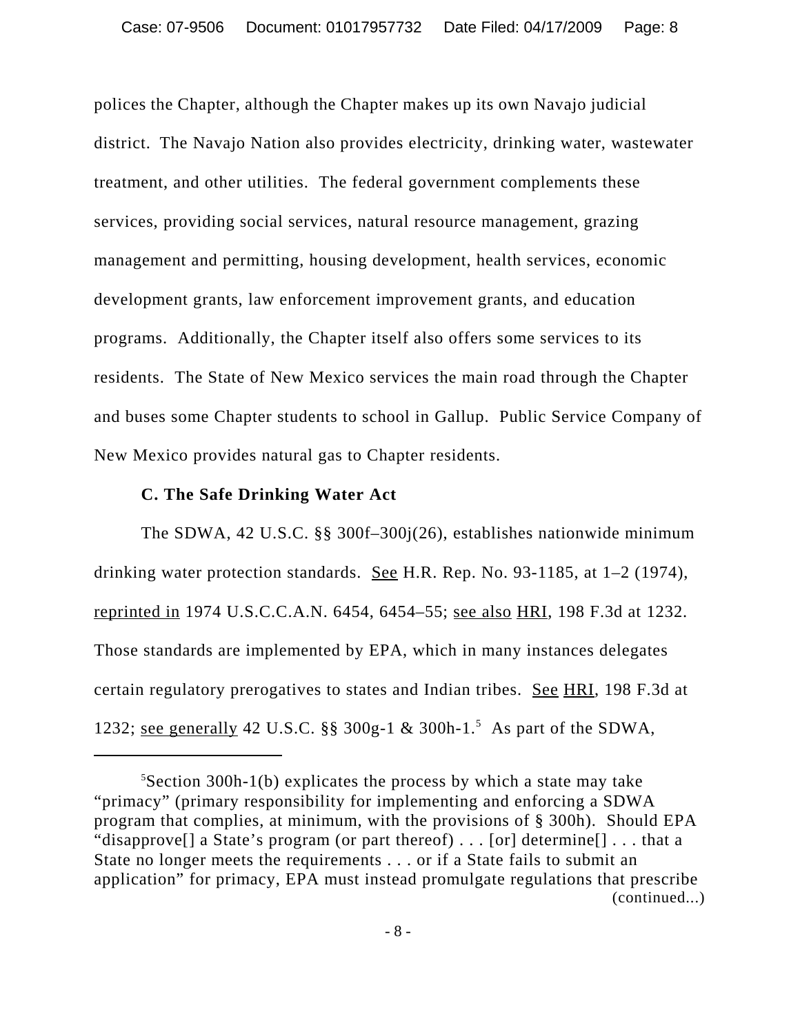polices the Chapter, although the Chapter makes up its own Navajo judicial district. The Navajo Nation also provides electricity, drinking water, wastewater treatment, and other utilities. The federal government complements these services, providing social services, natural resource management, grazing management and permitting, housing development, health services, economic development grants, law enforcement improvement grants, and education programs. Additionally, the Chapter itself also offers some services to its residents. The State of New Mexico services the main road through the Chapter and buses some Chapter students to school in Gallup. Public Service Company of New Mexico provides natural gas to Chapter residents.

**C. The Safe Drinking Water Act**

The SDWA, 42 U.S.C. §§ 300f–300j(26), establishes nationwide minimum drinking water protection standards. See H.R. Rep. No. 93-1185, at 1–2 (1974), reprinted in 1974 U.S.C.C.A.N. 6454, 6454–55; see also HRI, 198 F.3d at 1232. Those standards are implemented by EPA, which in many instances delegates certain regulatory prerogatives to states and Indian tribes. See HRI, 198 F.3d at 1232; see generally 42 U.S.C. §§ 300g-1 & 300h-1.[5] As part of the SDWA,

---

[5]Section 300h-1(b) explicates the process by which a state may take "primacy" (primary responsibility for implementing and enforcing a SDWA program that complies, at minimum, with the provisions of § 300h). Should EPA "disapprove[] a State's program (or part thereof) . . . [or] determine[] . . . that a State no longer meets the requirements . . . or if a State fails to submit an application" for primacy, EPA must instead promulgate regulations that prescribe (continued...)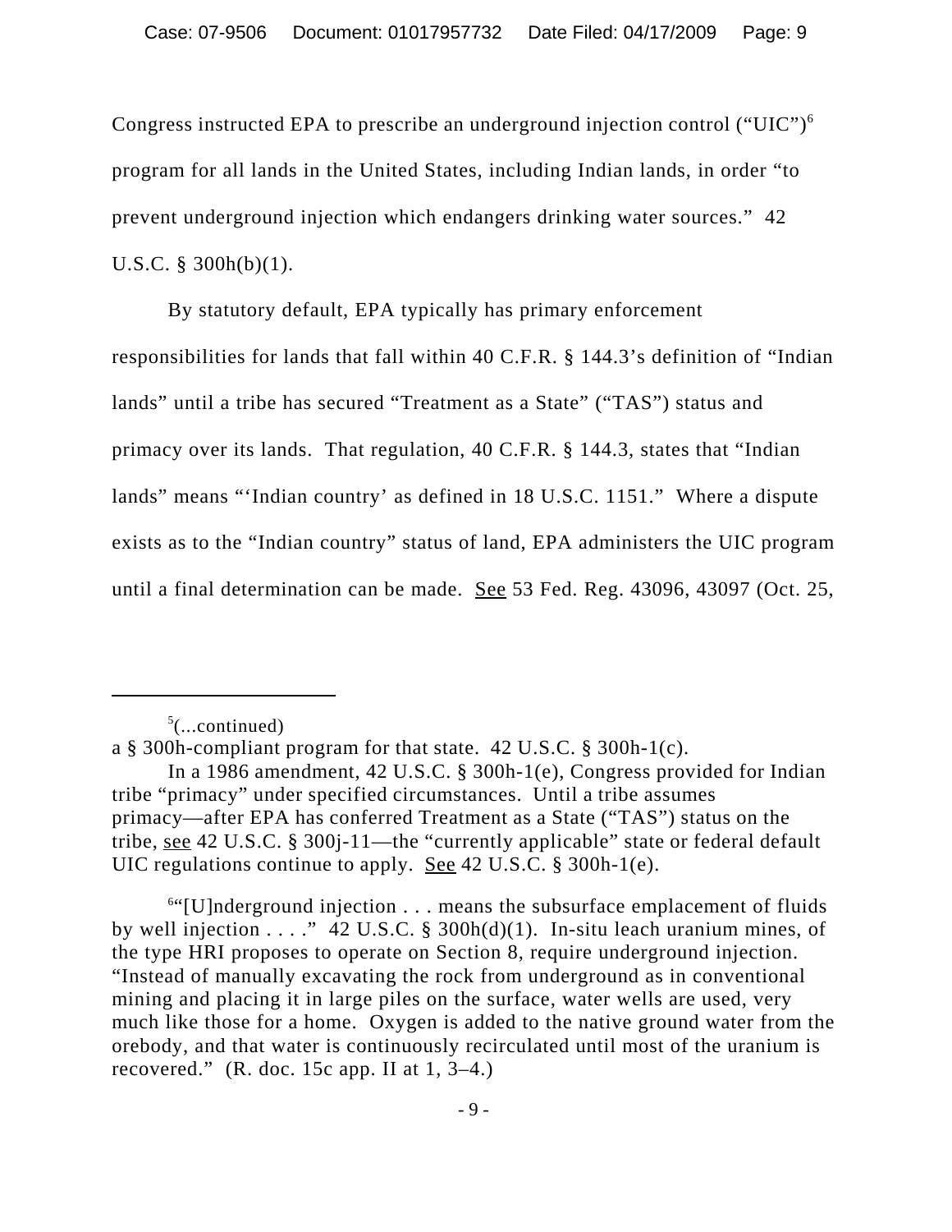Congress instructed EPA to prescribe an underground injection control ("UIC")[6] program for all lands in the United States, including Indian lands, in order "to prevent underground injection which endangers drinking water sources." 42 U.S.C. § 300h(b)(1).

By statutory default, EPA typically has primary enforcement responsibilities for lands that fall within 40 C.F.R. § 144.3's definition of "Indian lands" until a tribe has secured "Treatment as a State" ("TAS") status and primacy over its lands. That regulation, 40 C.F.R. § 144.3, states that "Indian lands" means "'Indian country' as defined in 18 U.S.C. 1151." Where a dispute exists as to the "Indian country" status of land, EPA administers the UIC program until a final determination can be made. See 53 Fed. Reg. 43096, 43097 (Oct. 25,

---

[5](...continued)
a § 300h-compliant program for that state. 42 U.S.C. § 300h-1(c).

In a 1986 amendment, 42 U.S.C. § 300h-1(e), Congress provided for Indian tribe "primacy" under specified circumstances. Until a tribe assumes primacy—after EPA has conferred Treatment as a State ("TAS") status on the tribe, see 42 U.S.C. § 300j-11—the "currently applicable" state or federal default UIC regulations continue to apply. See 42 U.S.C. § 300h-1(e).

[6]"[U]nderground injection . . . means the subsurface emplacement of fluids by well injection . . . ." 42 U.S.C. § 300h(d)(1). In-situ leach uranium mines, of the type HRI proposes to operate on Section 8, require underground injection. "Instead of manually excavating the rock from underground as in conventional mining and placing it in large piles on the surface, water wells are used, very much like those for a home. Oxygen is added to the native ground water from the orebody, and that water is continuously recirculated until most of the uranium is recovered." (R. doc. 15c app. II at 1, 3–4.)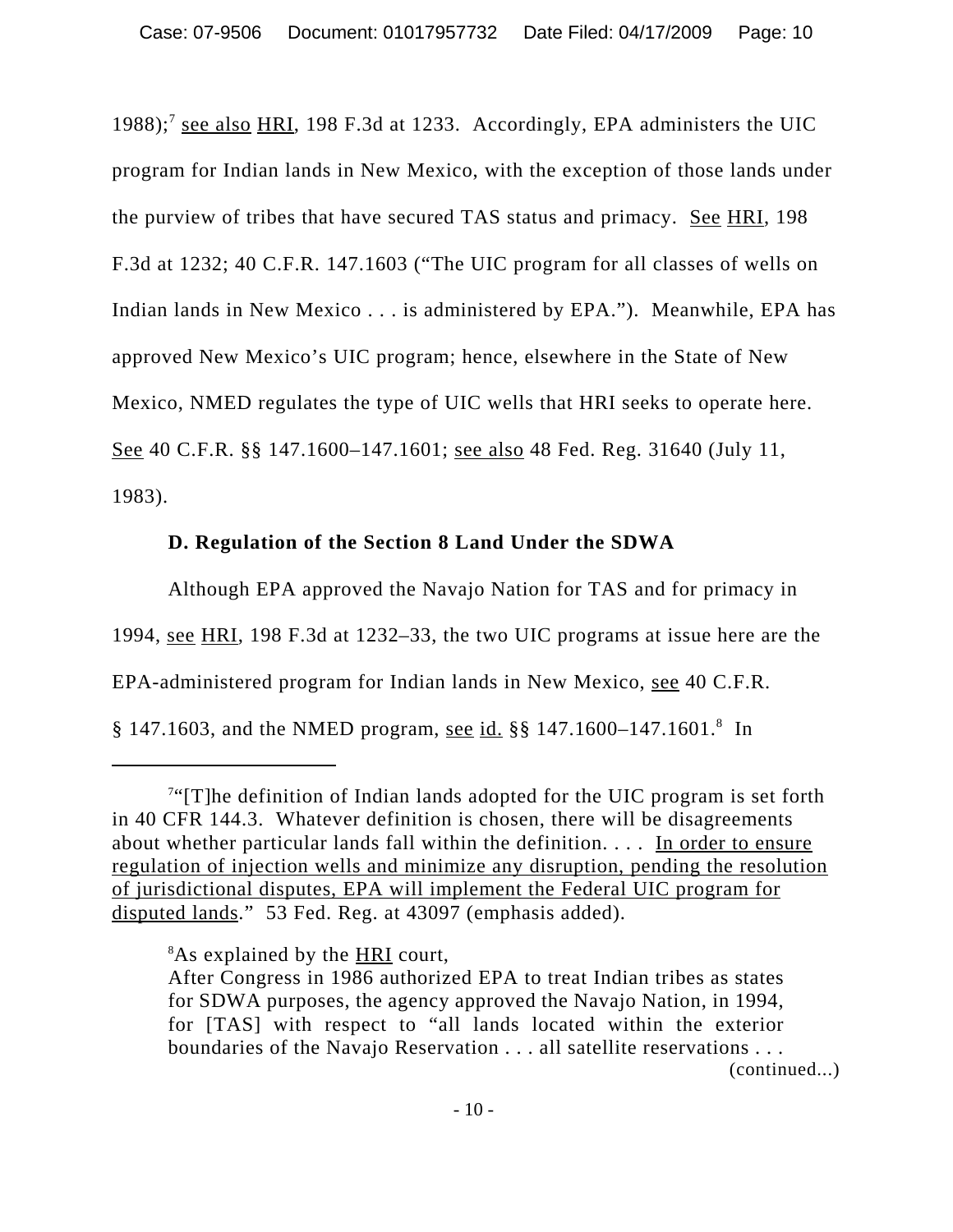1988);[7] see also HRI, 198 F.3d at 1233. Accordingly, EPA administers the UIC program for Indian lands in New Mexico, with the exception of those lands under the purview of tribes that have secured TAS status and primacy. See HRI, 198 F.3d at 1232; 40 C.F.R. 147.1603 ("The UIC program for all classes of wells on Indian lands in New Mexico . . . is administered by EPA."). Meanwhile, EPA has approved New Mexico's UIC program; hence, elsewhere in the State of New Mexico, NMED regulates the type of UIC wells that HRI seeks to operate here. See 40 C.F.R. §§ 147.1600–147.1601; see also 48 Fed. Reg. 31640 (July 11, 1983).

**D. Regulation of the Section 8 Land Under the SDWA**

Although EPA approved the Navajo Nation for TAS and for primacy in 1994, see HRI, 198 F.3d at 1232–33, the two UIC programs at issue here are the EPA-administered program for Indian lands in New Mexico, see 40 C.F.R. § 147.1603, and the NMED program, see id. §§ 147.1600–147.1601.[8] In

---

[7]"[T]he definition of Indian lands adopted for the UIC program is set forth in 40 CFR 144.3. Whatever definition is chosen, there will be disagreements about whether particular lands fall within the definition. . . . In order to ensure regulation of injection wells and minimize any disruption, pending the resolution of jurisdictional disputes, EPA will implement the Federal UIC program for disputed lands." 53 Fed. Reg. at 43097 (emphasis added).

[8]As explained by the HRI court,

> After Congress in 1986 authorized EPA to treat Indian tribes as states for SDWA purposes, the agency approved the Navajo Nation, in 1994, for [TAS] with respect to "all lands located within the exterior boundaries of the Navajo Reservation . . . all satellite reservations . . .

(continued...)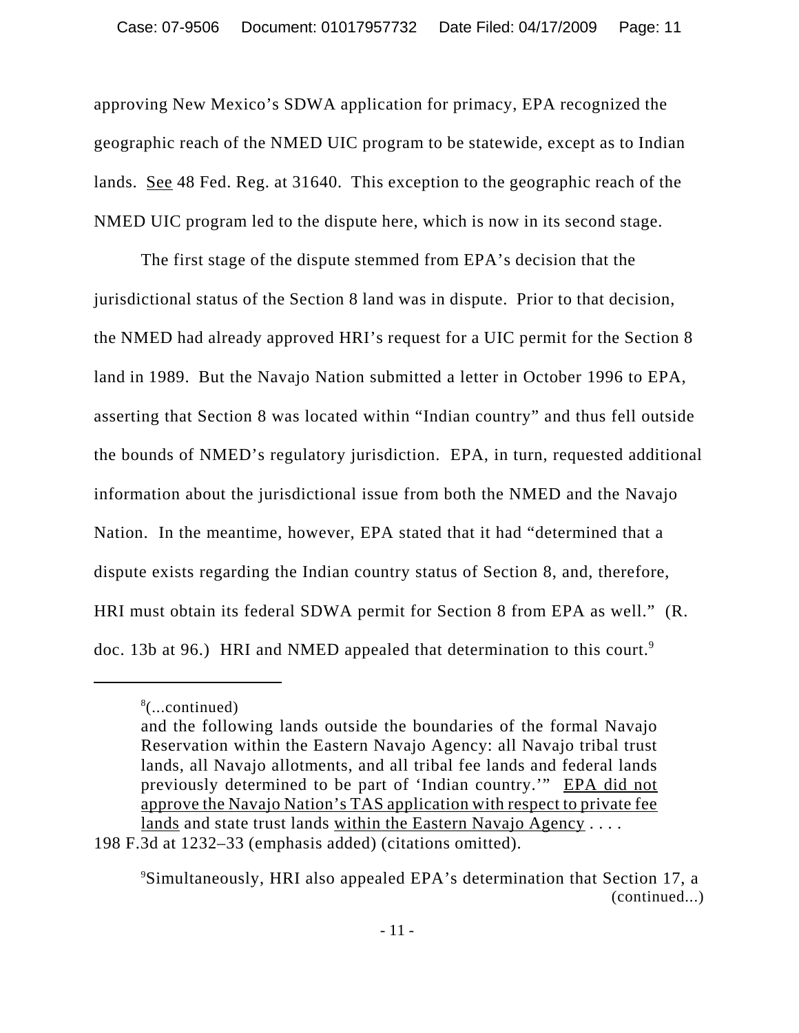approving New Mexico's SDWA application for primacy, EPA recognized the geographic reach of the NMED UIC program to be statewide, except as to Indian lands. See 48 Fed. Reg. at 31640. This exception to the geographic reach of the NMED UIC program led to the dispute here, which is now in its second stage.

The first stage of the dispute stemmed from EPA's decision that the jurisdictional status of the Section 8 land was in dispute. Prior to that decision, the NMED had already approved HRI's request for a UIC permit for the Section 8 land in 1989. But the Navajo Nation submitted a letter in October 1996 to EPA, asserting that Section 8 was located within "Indian country" and thus fell outside the bounds of NMED's regulatory jurisdiction. EPA, in turn, requested additional information about the jurisdictional issue from both the NMED and the Navajo Nation. In the meantime, however, EPA stated that it had "determined that a dispute exists regarding the Indian country status of Section 8, and, therefore, HRI must obtain its federal SDWA permit for Section 8 from EPA as well." (R. doc. 13b at 96.) HRI and NMED appealed that determination to this court.[9]

---

[8](...continued)

> and the following lands outside the boundaries of the formal Navajo Reservation within the Eastern Navajo Agency: all Navajo tribal trust lands, all Navajo allotments, and all tribal fee lands and federal lands previously determined to be part of 'Indian country.'" EPA did not approve the Navajo Nation's TAS application with respect to private fee lands and state trust lands within the Eastern Navajo Agency . . . .

198 F.3d at 1232–33 (emphasis added) (citations omitted).

[9]Simultaneously, HRI also appealed EPA's determination that Section 17, a (continued...)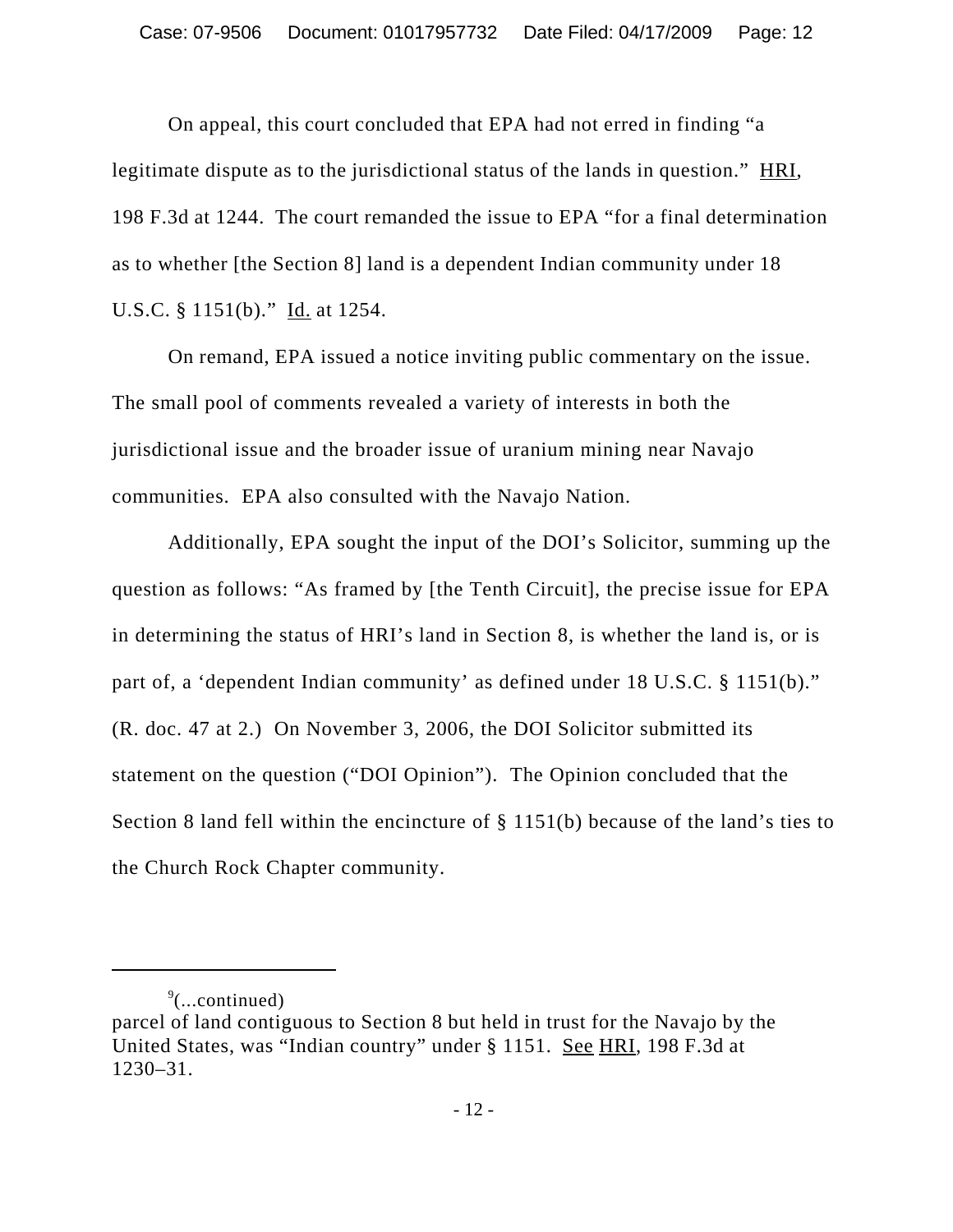On appeal, this court concluded that EPA had not erred in finding "a legitimate dispute as to the jurisdictional status of the lands in question." HRI, 198 F.3d at 1244. The court remanded the issue to EPA "for a final determination as to whether [the Section 8] land is a dependent Indian community under 18 U.S.C. § 1151(b)." Id. at 1254.

On remand, EPA issued a notice inviting public commentary on the issue. The small pool of comments revealed a variety of interests in both the jurisdictional issue and the broader issue of uranium mining near Navajo communities. EPA also consulted with the Navajo Nation.

Additionally, EPA sought the input of the DOI's Solicitor, summing up the question as follows: "As framed by [the Tenth Circuit], the precise issue for EPA in determining the status of HRI's land in Section 8, is whether the land is, or is part of, a 'dependent Indian community' as defined under 18 U.S.C. § 1151(b)." (R. doc. 47 at 2.) On November 3, 2006, the DOI Solicitor submitted its statement on the question ("DOI Opinion"). The Opinion concluded that the Section 8 land fell within the encincture of § 1151(b) because of the land's ties to the Church Rock Chapter community.

---

[9](...continued)
parcel of land contiguous to Section 8 but held in trust for the Navajo by the United States, was "Indian country" under § 1151. See HRI, 198 F.3d at 1230–31.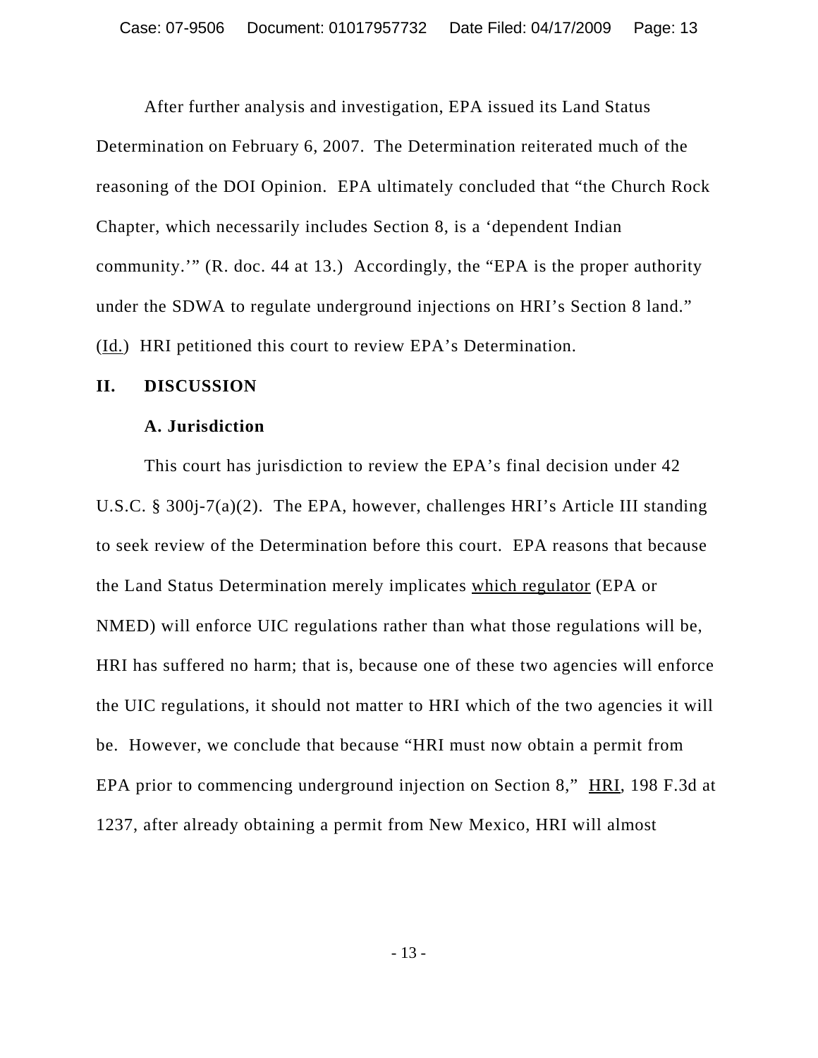After further analysis and investigation, EPA issued its Land Status Determination on February 6, 2007. The Determination reiterated much of the reasoning of the DOI Opinion. EPA ultimately concluded that "the Church Rock Chapter, which necessarily includes Section 8, is a 'dependent Indian community.'" (R. doc. 44 at 13.) Accordingly, the "EPA is the proper authority under the SDWA to regulate underground injections on HRI's Section 8 land." (Id.) HRI petitioned this court to review EPA's Determination.

## II. DISCUSSION

### A. Jurisdiction

This court has jurisdiction to review the EPA's final decision under 42 U.S.C. § 300j-7(a)(2). The EPA, however, challenges HRI's Article III standing to seek review of the Determination before this court. EPA reasons that because the Land Status Determination merely implicates which regulator (EPA or NMED) will enforce UIC regulations rather than what those regulations will be, HRI has suffered no harm; that is, because one of these two agencies will enforce the UIC regulations, it should not matter to HRI which of the two agencies it will be. However, we conclude that because "HRI must now obtain a permit from EPA prior to commencing underground injection on Section 8," HRI, 198 F.3d at 1237, after already obtaining a permit from New Mexico, HRI will almost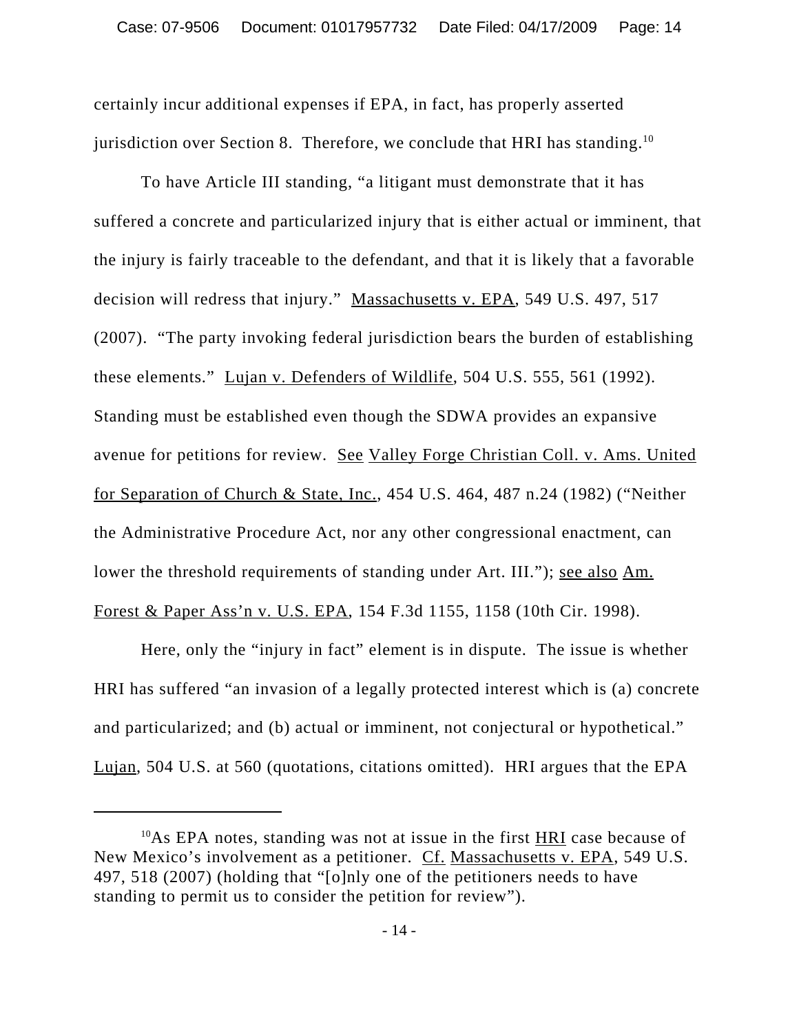certainly incur additional expenses if EPA, in fact, has properly asserted jurisdiction over Section 8. Therefore, we conclude that HRI has standing.[10]

To have Article III standing, "a litigant must demonstrate that it has suffered a concrete and particularized injury that is either actual or imminent, that the injury is fairly traceable to the defendant, and that it is likely that a favorable decision will redress that injury." Massachusetts v. EPA, 549 U.S. 497, 517 (2007). "The party invoking federal jurisdiction bears the burden of establishing these elements." Lujan v. Defenders of Wildlife, 504 U.S. 555, 561 (1992). Standing must be established even though the SDWA provides an expansive avenue for petitions for review. See Valley Forge Christian Coll. v. Ams. United for Separation of Church & State, Inc., 454 U.S. 464, 487 n.24 (1982) ("Neither the Administrative Procedure Act, nor any other congressional enactment, can lower the threshold requirements of standing under Art. III."); see also Am. Forest & Paper Ass'n v. U.S. EPA, 154 F.3d 1155, 1158 (10th Cir. 1998).

Here, only the "injury in fact" element is in dispute. The issue is whether HRI has suffered "an invasion of a legally protected interest which is (a) concrete and particularized; and (b) actual or imminent, not conjectural or hypothetical." Lujan, 504 U.S. at 560 (quotations, citations omitted). HRI argues that the EPA

---

[10] As EPA notes, standing was not at issue in the first HRI case because of New Mexico's involvement as a petitioner. Cf. Massachusetts v. EPA, 549 U.S. 497, 518 (2007) (holding that "[o]nly one of the petitioners needs to have standing to permit us to consider the petition for review").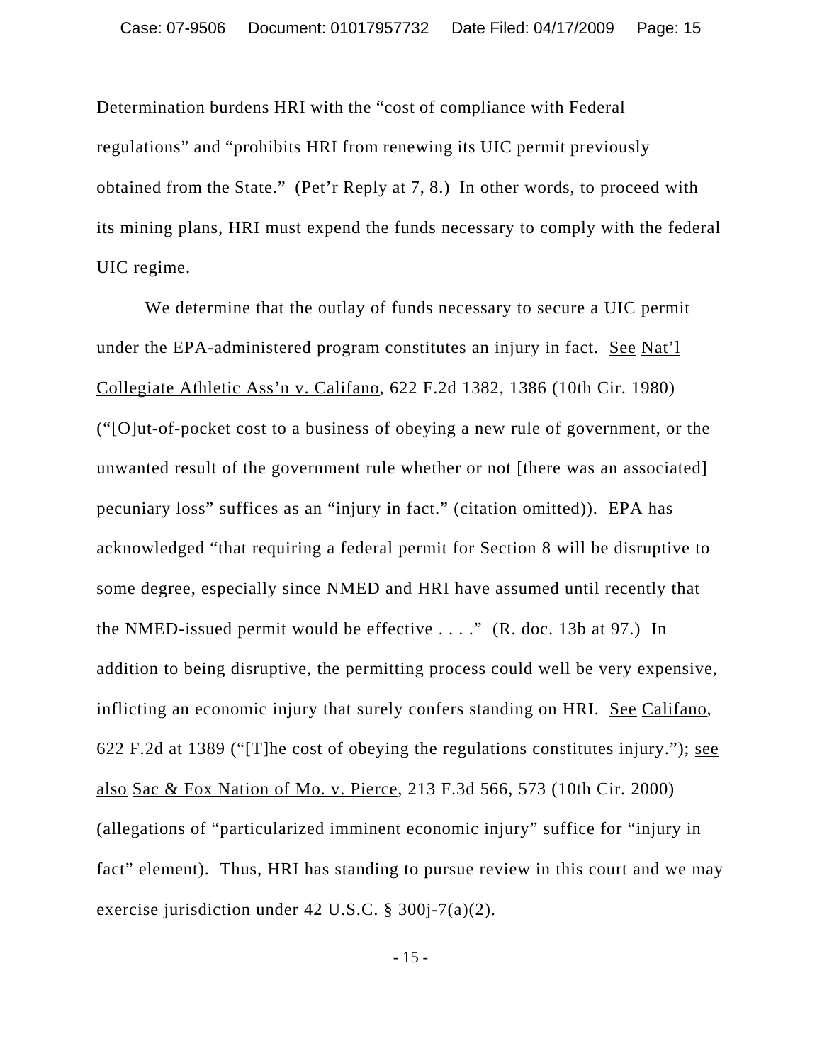Determination burdens HRI with the "cost of compliance with Federal regulations" and "prohibits HRI from renewing its UIC permit previously obtained from the State." (Pet'r Reply at 7, 8.) In other words, to proceed with its mining plans, HRI must expend the funds necessary to comply with the federal UIC regime.

We determine that the outlay of funds necessary to secure a UIC permit under the EPA-administered program constitutes an injury in fact. See Nat'l Collegiate Athletic Ass'n v. Califano, 622 F.2d 1382, 1386 (10th Cir. 1980) ("[O]ut-of-pocket cost to a business of obeying a new rule of government, or the unwanted result of the government rule whether or not [there was an associated] pecuniary loss" suffices as an "injury in fact." (citation omitted)). EPA has acknowledged "that requiring a federal permit for Section 8 will be disruptive to some degree, especially since NMED and HRI have assumed until recently that the NMED-issued permit would be effective . . . ." (R. doc. 13b at 97.) In addition to being disruptive, the permitting process could well be very expensive, inflicting an economic injury that surely confers standing on HRI. See Califano, 622 F.2d at 1389 ("[T]he cost of obeying the regulations constitutes injury."); see also Sac & Fox Nation of Mo. v. Pierce, 213 F.3d 566, 573 (10th Cir. 2000) (allegations of "particularized imminent economic injury" suffice for "injury in fact" element). Thus, HRI has standing to pursue review in this court and we may exercise jurisdiction under 42 U.S.C. § 300j-7(a)(2).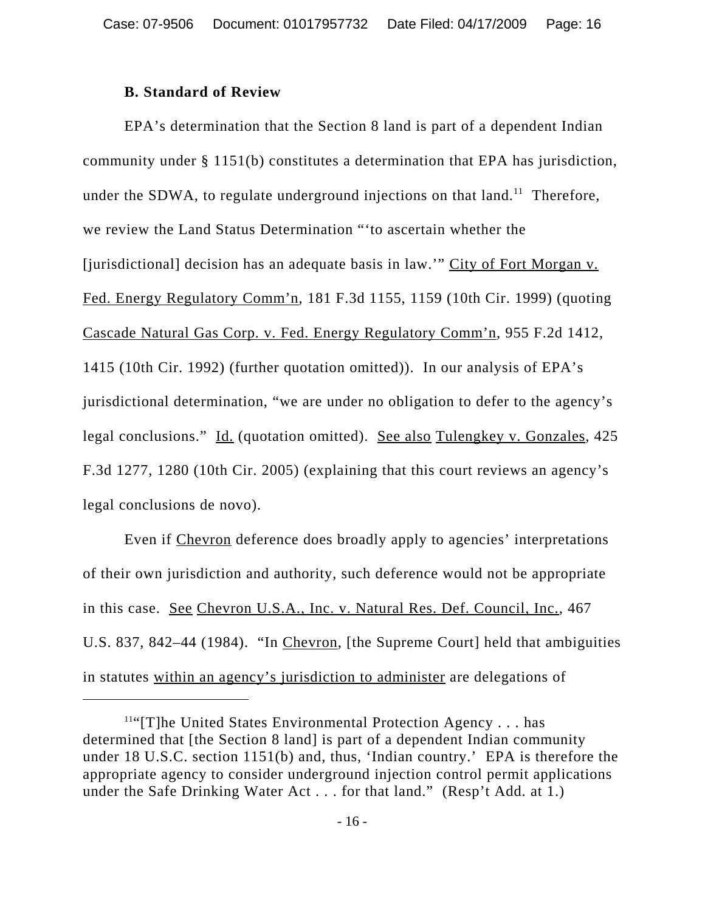### B. Standard of Review

EPA's determination that the Section 8 land is part of a dependent Indian community under § 1151(b) constitutes a determination that EPA has jurisdiction, under the SDWA, to regulate underground injections on that land.[11] Therefore, we review the Land Status Determination "'to ascertain whether the [jurisdictional] decision has an adequate basis in law.'" City of Fort Morgan v. Fed. Energy Regulatory Comm'n, 181 F.3d 1155, 1159 (10th Cir. 1999) (quoting Cascade Natural Gas Corp. v. Fed. Energy Regulatory Comm'n, 955 F.2d 1412, 1415 (10th Cir. 1992) (further quotation omitted)). In our analysis of EPA's jurisdictional determination, "we are under no obligation to defer to the agency's legal conclusions." Id. (quotation omitted). See also Tulengkey v. Gonzales, 425 F.3d 1277, 1280 (10th Cir. 2005) (explaining that this court reviews an agency's legal conclusions de novo).

Even if Chevron deference does broadly apply to agencies' interpretations of their own jurisdiction and authority, such deference would not be appropriate in this case. See Chevron U.S.A., Inc. v. Natural Res. Def. Council, Inc., 467 U.S. 837, 842–44 (1984). "In Chevron, [the Supreme Court] held that ambiguities in statutes within an agency's jurisdiction to administer are delegations of

---

[11] "[T]he United States Environmental Protection Agency . . . has determined that [the Section 8 land] is part of a dependent Indian community under 18 U.S.C. section 1151(b) and, thus, 'Indian country.' EPA is therefore the appropriate agency to consider underground injection control permit applications under the Safe Drinking Water Act . . . for that land." (Resp't Add. at 1.)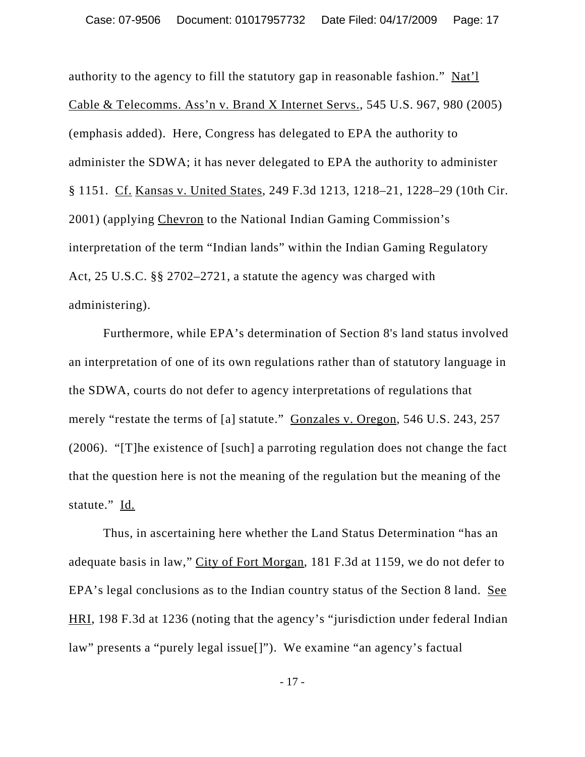authority to the agency to fill the statutory gap in reasonable fashion." Nat'l Cable & Telecomms. Ass'n v. Brand X Internet Servs., 545 U.S. 967, 980 (2005) (emphasis added). Here, Congress has delegated to EPA the authority to administer the SDWA; it has never delegated to EPA the authority to administer § 1151. Cf. Kansas v. United States, 249 F.3d 1213, 1218–21, 1228–29 (10th Cir. 2001) (applying Chevron to the National Indian Gaming Commission's interpretation of the term "Indian lands" within the Indian Gaming Regulatory Act, 25 U.S.C. §§ 2702–2721, a statute the agency was charged with administering).

Furthermore, while EPA's determination of Section 8's land status involved an interpretation of one of its own regulations rather than of statutory language in the SDWA, courts do not defer to agency interpretations of regulations that merely "restate the terms of [a] statute." Gonzales v. Oregon, 546 U.S. 243, 257 (2006). "[T]he existence of [such] a parroting regulation does not change the fact that the question here is not the meaning of the regulation but the meaning of the statute." Id.

Thus, in ascertaining here whether the Land Status Determination "has an adequate basis in law," City of Fort Morgan, 181 F.3d at 1159, we do not defer to EPA's legal conclusions as to the Indian country status of the Section 8 land. See HRI, 198 F.3d at 1236 (noting that the agency's "jurisdiction under federal Indian law" presents a "purely legal issue[]"). We examine "an agency's factual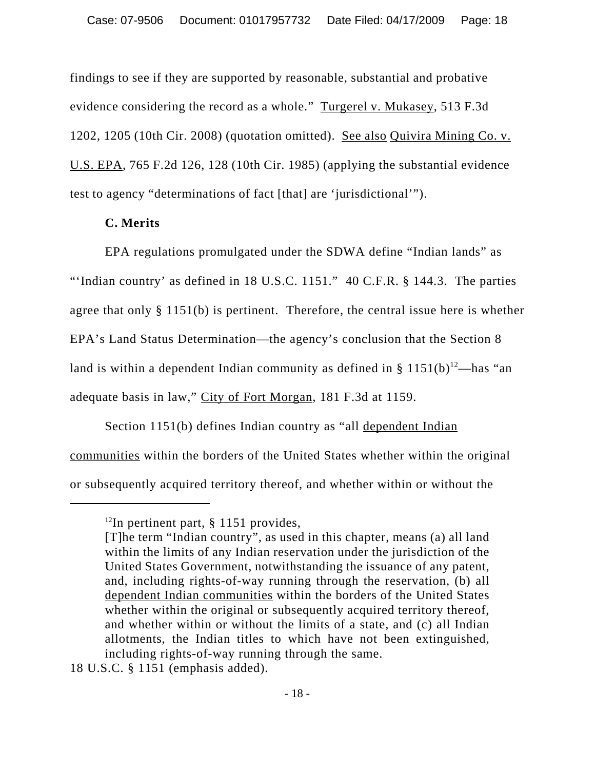findings to see if they are supported by reasonable, substantial and probative evidence considering the record as a whole." Turgerel v. Mukasey, 513 F.3d 1202, 1205 (10th Cir. 2008) (quotation omitted). See also Quivira Mining Co. v. U.S. EPA, 765 F.2d 126, 128 (10th Cir. 1985) (applying the substantial evidence test to agency "determinations of fact [that] are 'jurisdictional'").

**C. Merits**

EPA regulations promulgated under the SDWA define "Indian lands" as "'Indian country' as defined in 18 U.S.C. 1151." 40 C.F.R. § 144.3. The parties agree that only § 1151(b) is pertinent. Therefore, the central issue here is whether EPA's Land Status Determination—the agency's conclusion that the Section 8 land is within a dependent Indian community as defined in § 1151(b)[12]—has "an adequate basis in law," City of Fort Morgan, 181 F.3d at 1159.

Section 1151(b) defines Indian country as "all dependent Indian communities within the borders of the United States whether within the original or subsequently acquired territory thereof, and whether within or without the

---

[12]In pertinent part, § 1151 provides,

> [T]he term "Indian country", as used in this chapter, means (a) all land within the limits of any Indian reservation under the jurisdiction of the United States Government, notwithstanding the issuance of any patent, and, including rights-of-way running through the reservation, (b) all dependent Indian communities within the borders of the United States whether within the original or subsequently acquired territory thereof, and whether within or without the limits of a state, and (c) all Indian allotments, the Indian titles to which have not been extinguished, including rights-of-way running through the same.

18 U.S.C. § 1151 (emphasis added).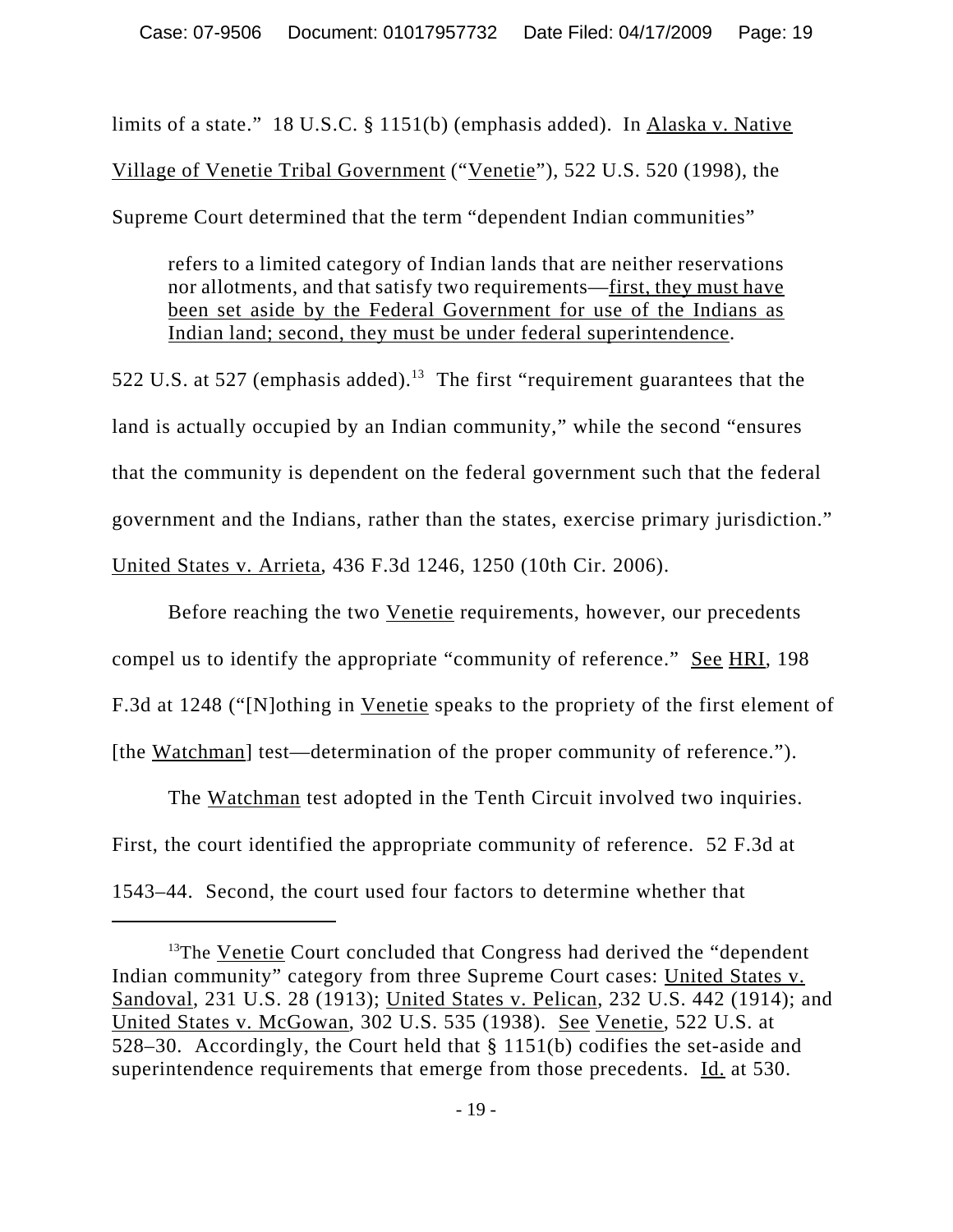limits of a state." 18 U.S.C. § 1151(b) (emphasis added). In Alaska v. Native Village of Venetie Tribal Government ("Venetie"), 522 U.S. 520 (1998), the Supreme Court determined that the term "dependent Indian communities"

> refers to a limited category of Indian lands that are neither reservations nor allotments, and that satisfy two requirements—first, they must have been set aside by the Federal Government for use of the Indians as Indian land; second, they must be under federal superintendence.

522 U.S. at 527 (emphasis added).[13] The first "requirement guarantees that the land is actually occupied by an Indian community," while the second "ensures that the community is dependent on the federal government such that the federal government and the Indians, rather than the states, exercise primary jurisdiction." United States v. Arrieta, 436 F.3d 1246, 1250 (10th Cir. 2006).

Before reaching the two Venetie requirements, however, our precedents compel us to identify the appropriate "community of reference." See HRI, 198 F.3d at 1248 ("[N]othing in Venetie speaks to the propriety of the first element of [the Watchman] test—determination of the proper community of reference.").

The Watchman test adopted in the Tenth Circuit involved two inquiries. First, the court identified the appropriate community of reference. 52 F.3d at 1543–44. Second, the court used four factors to determine whether that

---

[13] The Venetie Court concluded that Congress had derived the "dependent Indian community" category from three Supreme Court cases: United States v. Sandoval, 231 U.S. 28 (1913); United States v. Pelican, 232 U.S. 442 (1914); and United States v. McGowan, 302 U.S. 535 (1938). See Venetie, 522 U.S. at 528–30. Accordingly, the Court held that § 1151(b) codifies the set-aside and superintendence requirements that emerge from those precedents. Id. at 530.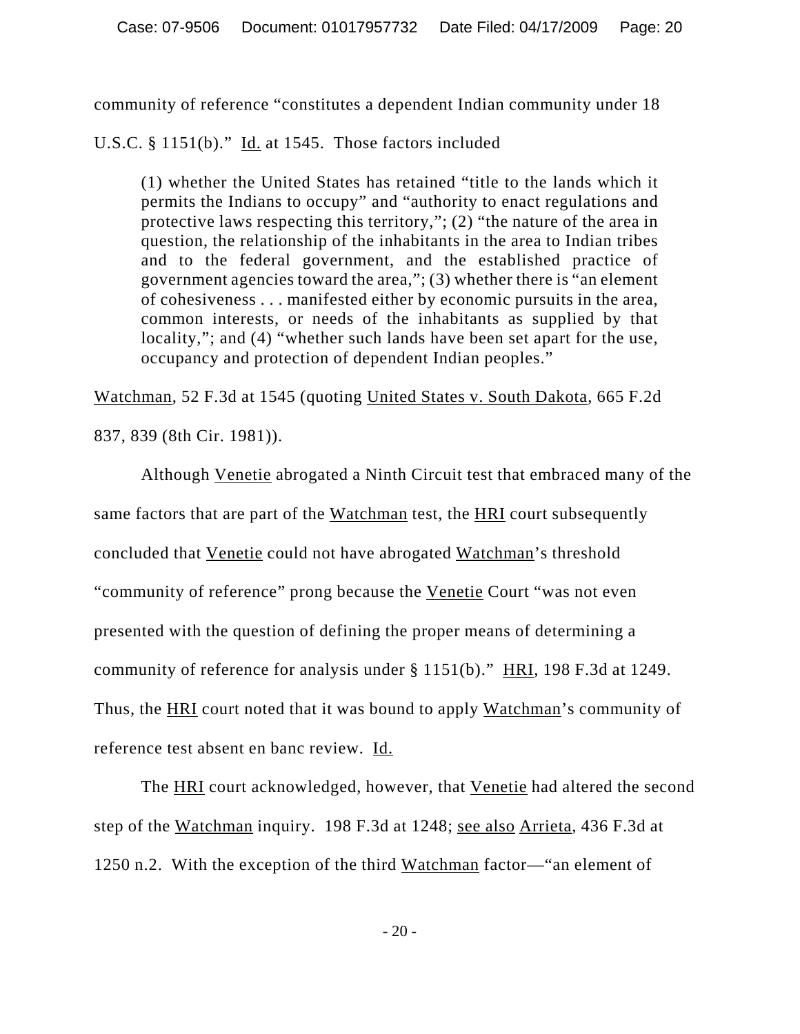community of reference "constitutes a dependent Indian community under 18 U.S.C. § 1151(b)." Id. at 1545. Those factors included

> (1) whether the United States has retained "title to the lands which it permits the Indians to occupy" and "authority to enact regulations and protective laws respecting this territory,"; (2) "the nature of the area in question, the relationship of the inhabitants in the area to Indian tribes and to the federal government, and the established practice of government agencies toward the area,"; (3) whether there is "an element of cohesiveness . . . manifested either by economic pursuits in the area, common interests, or needs of the inhabitants as supplied by that locality,"; and (4) "whether such lands have been set apart for the use, occupancy and protection of dependent Indian peoples."

Watchman, 52 F.3d at 1545 (quoting United States v. South Dakota, 665 F.2d 837, 839 (8th Cir. 1981)).

Although Venetie abrogated a Ninth Circuit test that embraced many of the same factors that are part of the Watchman test, the HRI court subsequently concluded that Venetie could not have abrogated Watchman's threshold "community of reference" prong because the Venetie Court "was not even presented with the question of defining the proper means of determining a community of reference for analysis under § 1151(b)." HRI, 198 F.3d at 1249. Thus, the HRI court noted that it was bound to apply Watchman's community of reference test absent en banc review. Id.

The HRI court acknowledged, however, that Venetie had altered the second step of the Watchman inquiry. 198 F.3d at 1248; see also Arrieta, 436 F.3d at 1250 n.2. With the exception of the third Watchman factor—"an element of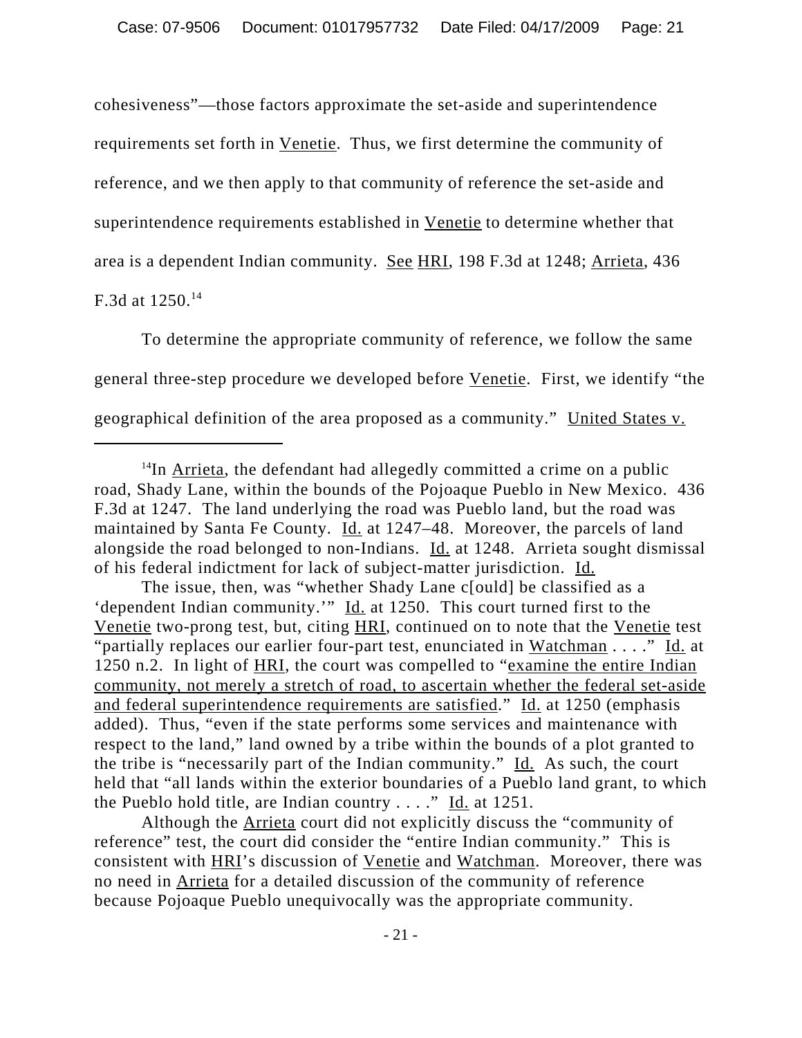cohesiveness"—those factors approximate the set-aside and superintendence requirements set forth in Venetie. Thus, we first determine the community of reference, and we then apply to that community of reference the set-aside and superintendence requirements established in Venetie to determine whether that area is a dependent Indian community. See HRI, 198 F.3d at 1248; Arrieta, 436 F.3d at 1250.[14]

To determine the appropriate community of reference, we follow the same general three-step procedure we developed before Venetie. First, we identify "the geographical definition of the area proposed as a community." United States v.

---

[14]In Arrieta, the defendant had allegedly committed a crime on a public road, Shady Lane, within the bounds of the Pojoaque Pueblo in New Mexico. 436 F.3d at 1247. The land underlying the road was Pueblo land, but the road was maintained by Santa Fe County. Id. at 1247–48. Moreover, the parcels of land alongside the road belonged to non-Indians. Id. at 1248. Arrieta sought dismissal of his federal indictment for lack of subject-matter jurisdiction. Id.

The issue, then, was "whether Shady Lane c[ould] be classified as a 'dependent Indian community.'" Id. at 1250. This court turned first to the Venetie two-prong test, but, citing HRI, continued on to note that the Venetie test "partially replaces our earlier four-part test, enunciated in Watchman . . . ." Id. at 1250 n.2. In light of HRI, the court was compelled to "examine the entire Indian community, not merely a stretch of road, to ascertain whether the federal set-aside and federal superintendence requirements are satisfied." Id. at 1250 (emphasis added). Thus, "even if the state performs some services and maintenance with respect to the land," land owned by a tribe within the bounds of a plot granted to the tribe is "necessarily part of the Indian community." Id. As such, the court held that "all lands within the exterior boundaries of a Pueblo land grant, to which the Pueblo hold title, are Indian country . . . ." Id. at 1251.

Although the Arrieta court did not explicitly discuss the "community of reference" test, the court did consider the "entire Indian community." This is consistent with HRI's discussion of Venetie and Watchman. Moreover, there was no need in Arrieta for a detailed discussion of the community of reference because Pojoaque Pueblo unequivocally was the appropriate community.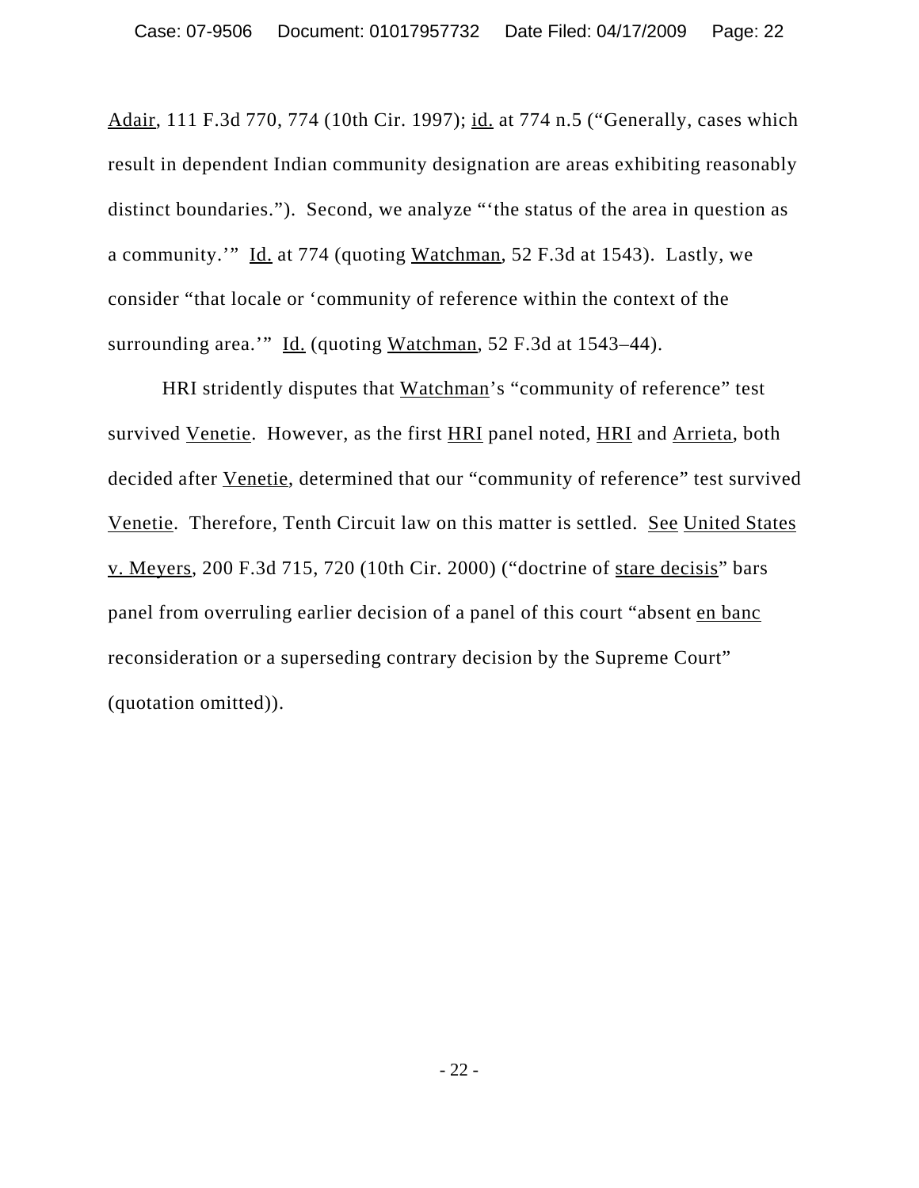Adair, 111 F.3d 770, 774 (10th Cir. 1997); id. at 774 n.5 ("Generally, cases which result in dependent Indian community designation are areas exhibiting reasonably distinct boundaries."). Second, we analyze "'the status of the area in question as a community.'" Id. at 774 (quoting Watchman, 52 F.3d at 1543). Lastly, we consider "that locale or 'community of reference within the context of the surrounding area.'" Id. (quoting Watchman, 52 F.3d at 1543–44).

HRI stridently disputes that Watchman's "community of reference" test survived Venetie. However, as the first HRI panel noted, HRI and Arrieta, both decided after Venetie, determined that our "community of reference" test survived Venetie. Therefore, Tenth Circuit law on this matter is settled. See United States v. Meyers, 200 F.3d 715, 720 (10th Cir. 2000) ("doctrine of stare decisis" bars panel from overruling earlier decision of a panel of this court "absent en banc reconsideration or a superseding contrary decision by the Supreme Court" (quotation omitted)).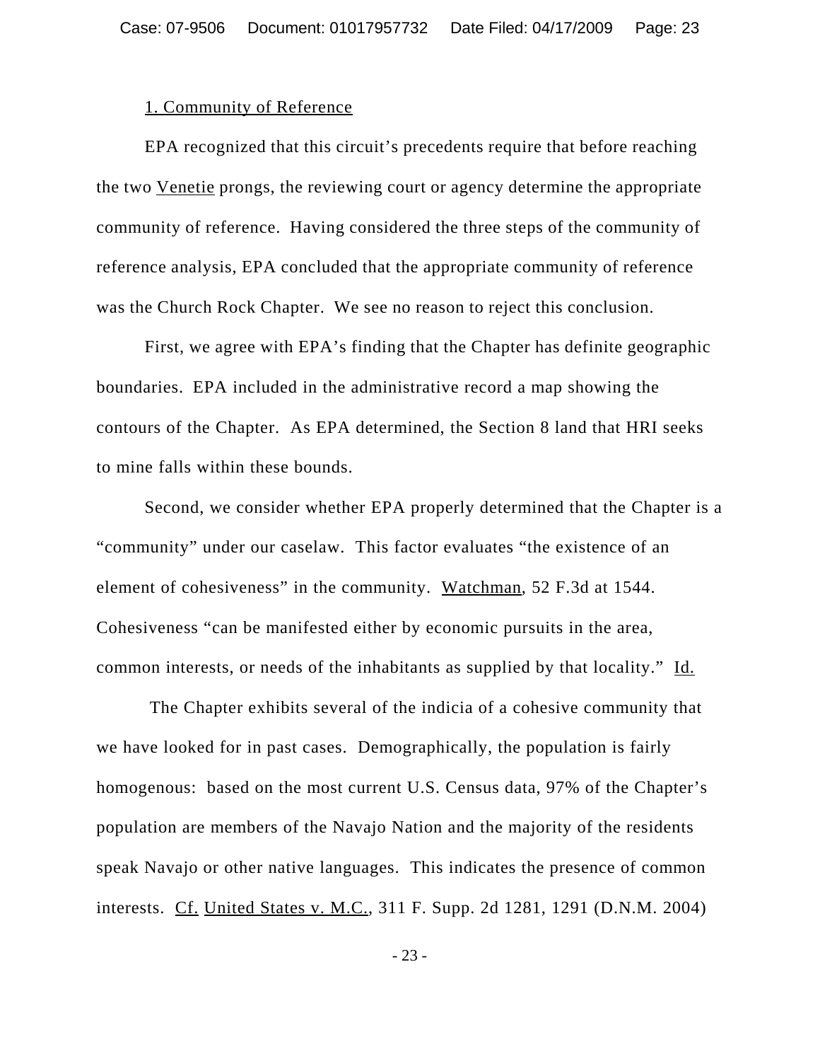1. Community of Reference

EPA recognized that this circuit's precedents require that before reaching the two Venetie prongs, the reviewing court or agency determine the appropriate community of reference. Having considered the three steps of the community of reference analysis, EPA concluded that the appropriate community of reference was the Church Rock Chapter. We see no reason to reject this conclusion.

First, we agree with EPA's finding that the Chapter has definite geographic boundaries. EPA included in the administrative record a map showing the contours of the Chapter. As EPA determined, the Section 8 land that HRI seeks to mine falls within these bounds.

Second, we consider whether EPA properly determined that the Chapter is a "community" under our caselaw. This factor evaluates "the existence of an element of cohesiveness" in the community. Watchman, 52 F.3d at 1544. Cohesiveness "can be manifested either by economic pursuits in the area, common interests, or needs of the inhabitants as supplied by that locality." Id.

The Chapter exhibits several of the indicia of a cohesive community that we have looked for in past cases. Demographically, the population is fairly homogenous: based on the most current U.S. Census data, 97% of the Chapter's population are members of the Navajo Nation and the majority of the residents speak Navajo or other native languages. This indicates the presence of common interests. Cf. United States v. M.C., 311 F. Supp. 2d 1281, 1291 (D.N.M. 2004)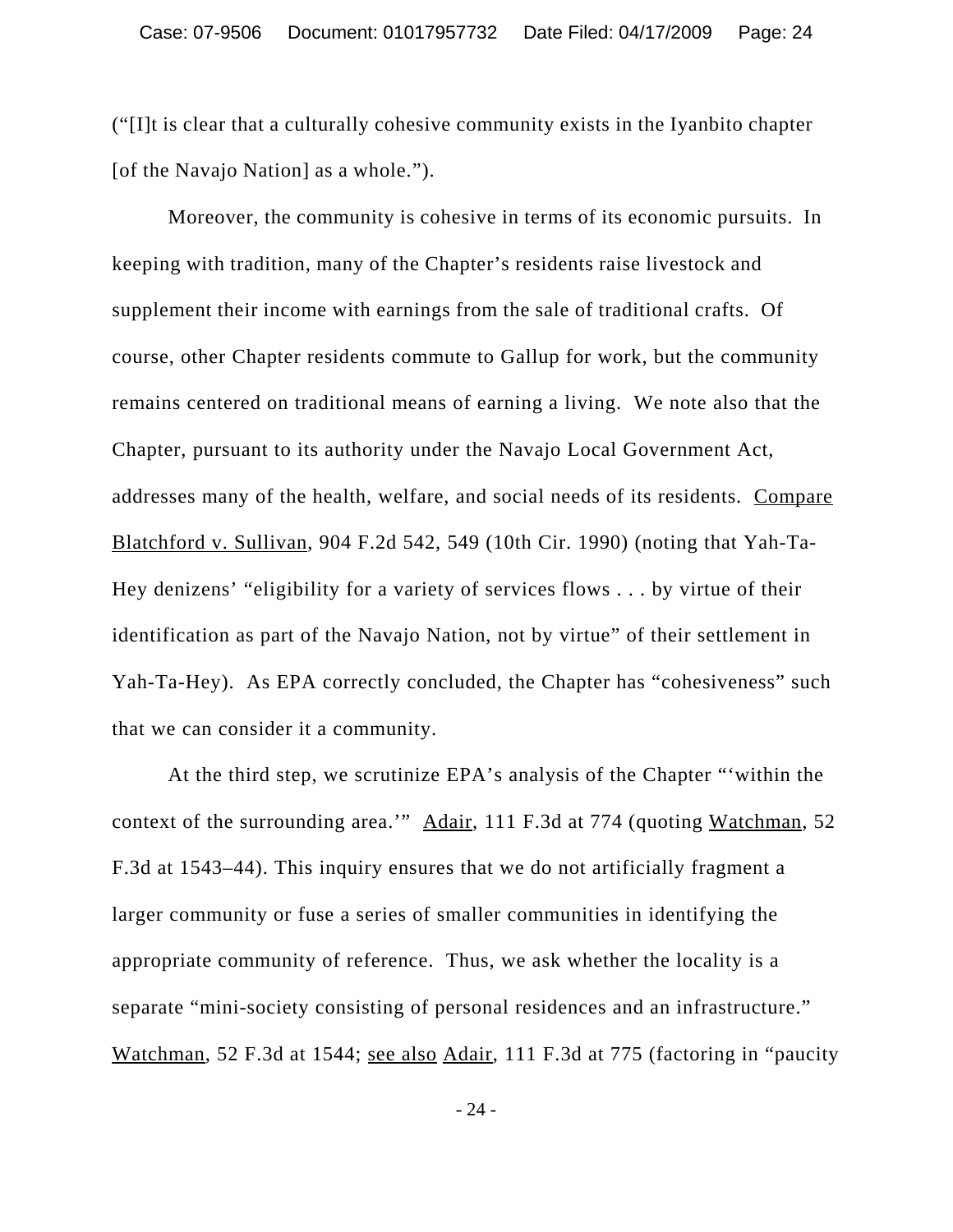("[I]t is clear that a culturally cohesive community exists in the Iyanbito chapter [of the Navajo Nation] as a whole.").

Moreover, the community is cohesive in terms of its economic pursuits. In keeping with tradition, many of the Chapter's residents raise livestock and supplement their income with earnings from the sale of traditional crafts. Of course, other Chapter residents commute to Gallup for work, but the community remains centered on traditional means of earning a living. We note also that the Chapter, pursuant to its authority under the Navajo Local Government Act, addresses many of the health, welfare, and social needs of its residents. Compare Blatchford v. Sullivan, 904 F.2d 542, 549 (10th Cir. 1990) (noting that Yah-Ta-Hey denizens' "eligibility for a variety of services flows . . . by virtue of their identification as part of the Navajo Nation, not by virtue" of their settlement in Yah-Ta-Hey). As EPA correctly concluded, the Chapter has "cohesiveness" such that we can consider it a community.

At the third step, we scrutinize EPA's analysis of the Chapter "'within the context of the surrounding area.'" Adair, 111 F.3d at 774 (quoting Watchman, 52 F.3d at 1543–44). This inquiry ensures that we do not artificially fragment a larger community or fuse a series of smaller communities in identifying the appropriate community of reference. Thus, we ask whether the locality is a separate "mini-society consisting of personal residences and an infrastructure." Watchman, 52 F.3d at 1544; see also Adair, 111 F.3d at 775 (factoring in "paucity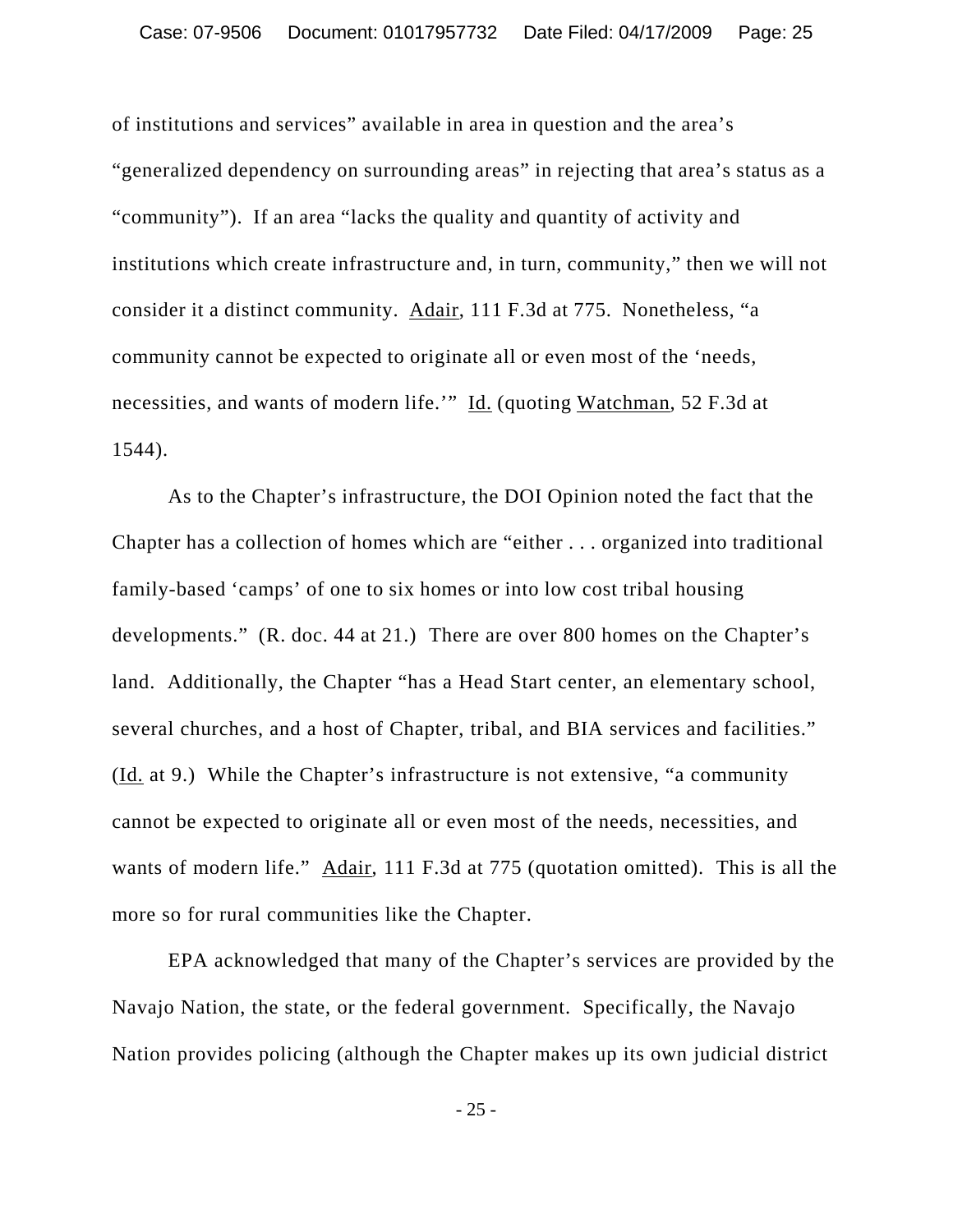of institutions and services" available in area in question and the area's "generalized dependency on surrounding areas" in rejecting that area's status as a "community"). If an area "lacks the quality and quantity of activity and institutions which create infrastructure and, in turn, community," then we will not consider it a distinct community. Adair, 111 F.3d at 775. Nonetheless, "a community cannot be expected to originate all or even most of the 'needs, necessities, and wants of modern life.'" Id. (quoting Watchman, 52 F.3d at 1544).

As to the Chapter's infrastructure, the DOI Opinion noted the fact that the Chapter has a collection of homes which are "either . . . organized into traditional family-based 'camps' of one to six homes or into low cost tribal housing developments." (R. doc. 44 at 21.) There are over 800 homes on the Chapter's land. Additionally, the Chapter "has a Head Start center, an elementary school, several churches, and a host of Chapter, tribal, and BIA services and facilities." (Id. at 9.) While the Chapter's infrastructure is not extensive, "a community cannot be expected to originate all or even most of the needs, necessities, and wants of modern life." Adair, 111 F.3d at 775 (quotation omitted). This is all the more so for rural communities like the Chapter.

EPA acknowledged that many of the Chapter's services are provided by the Navajo Nation, the state, or the federal government. Specifically, the Navajo Nation provides policing (although the Chapter makes up its own judicial district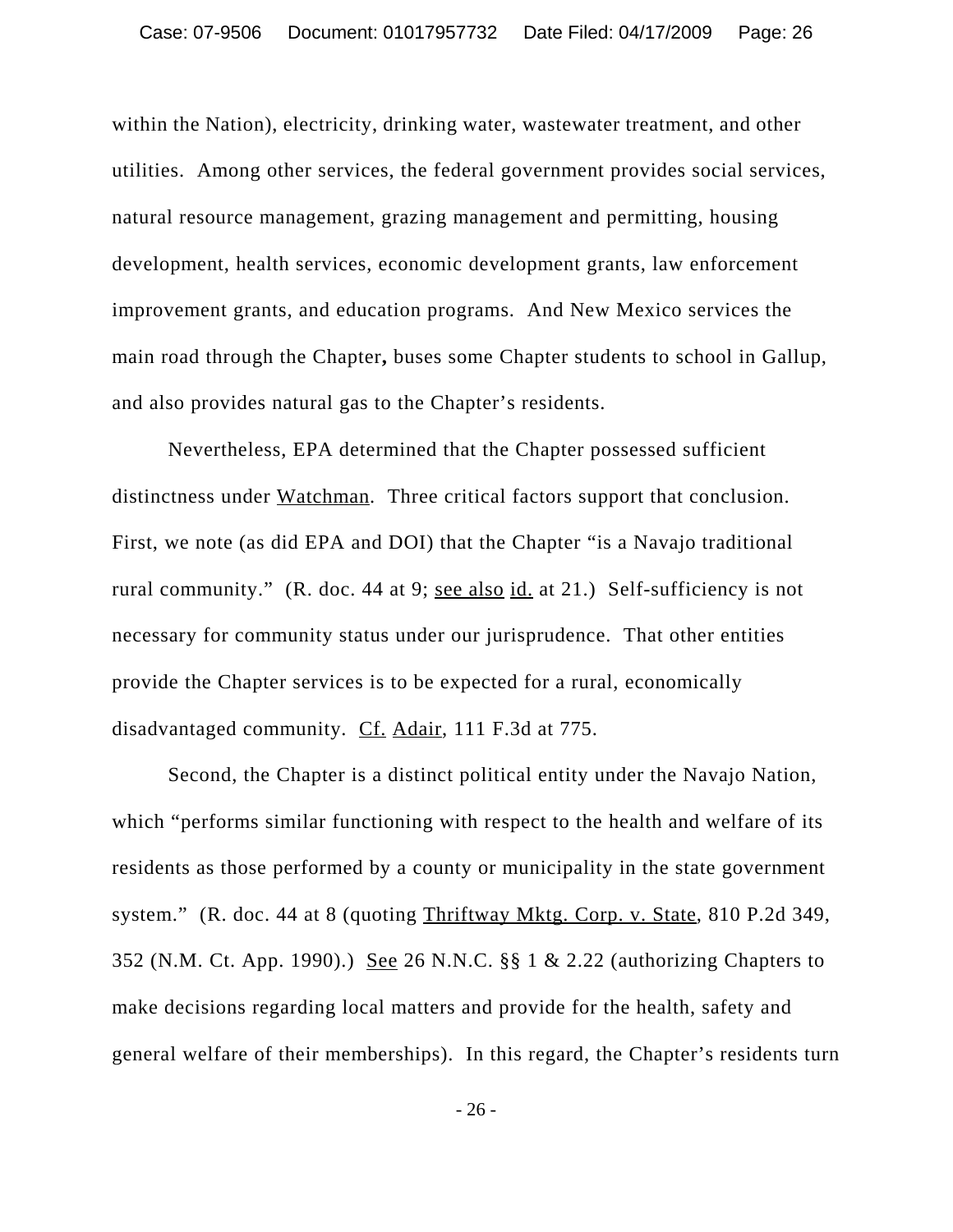within the Nation), electricity, drinking water, wastewater treatment, and other utilities. Among other services, the federal government provides social services, natural resource management, grazing management and permitting, housing development, health services, economic development grants, law enforcement improvement grants, and education programs. And New Mexico services the main road through the Chapter**,** buses some Chapter students to school in Gallup, and also provides natural gas to the Chapter's residents.

Nevertheless, EPA determined that the Chapter possessed sufficient distinctness under Watchman. Three critical factors support that conclusion. First, we note (as did EPA and DOI) that the Chapter "is a Navajo traditional rural community." (R. doc. 44 at 9; see also id. at 21.) Self-sufficiency is not necessary for community status under our jurisprudence. That other entities provide the Chapter services is to be expected for a rural, economically disadvantaged community. Cf. Adair, 111 F.3d at 775.

Second, the Chapter is a distinct political entity under the Navajo Nation, which "performs similar functioning with respect to the health and welfare of its residents as those performed by a county or municipality in the state government system." (R. doc. 44 at 8 (quoting Thriftway Mktg. Corp. v. State, 810 P.2d 349, 352 (N.M. Ct. App. 1990).) See 26 N.N.C. §§ 1 & 2.22 (authorizing Chapters to make decisions regarding local matters and provide for the health, safety and general welfare of their memberships). In this regard, the Chapter's residents turn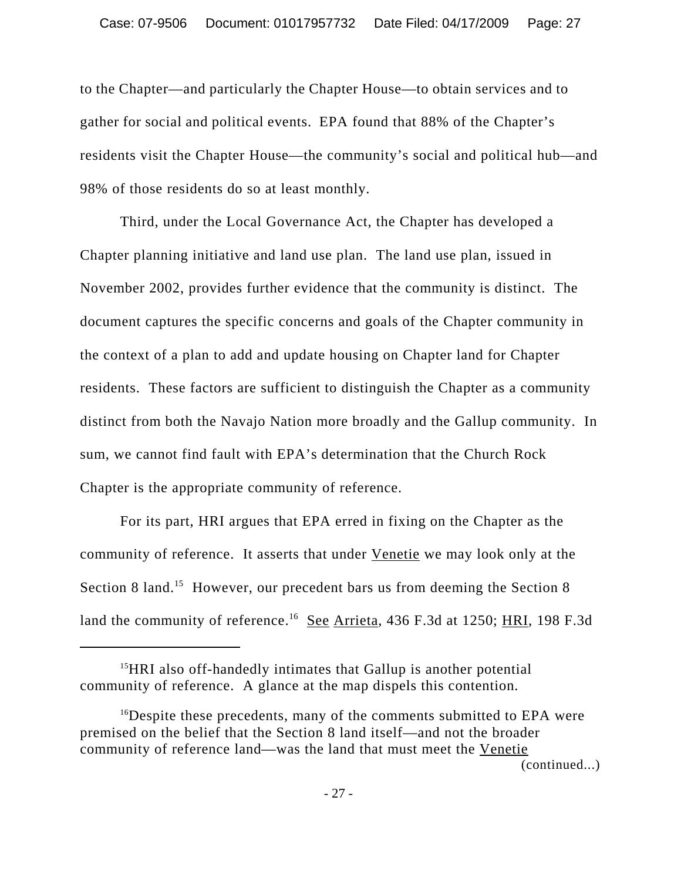to the Chapter—and particularly the Chapter House—to obtain services and to gather for social and political events. EPA found that 88% of the Chapter's residents visit the Chapter House—the community's social and political hub—and 98% of those residents do so at least monthly.

Third, under the Local Governance Act, the Chapter has developed a Chapter planning initiative and land use plan. The land use plan, issued in November 2002, provides further evidence that the community is distinct. The document captures the specific concerns and goals of the Chapter community in the context of a plan to add and update housing on Chapter land for Chapter residents. These factors are sufficient to distinguish the Chapter as a community distinct from both the Navajo Nation more broadly and the Gallup community. In sum, we cannot find fault with EPA's determination that the Church Rock Chapter is the appropriate community of reference.

For its part, HRI argues that EPA erred in fixing on the Chapter as the community of reference. It asserts that under Venetie we may look only at the Section 8 land.[15] However, our precedent bars us from deeming the Section 8 land the community of reference.[16] See Arrieta, 436 F.3d at 1250; HRI, 198 F.3d

---

[15] HRI also off-handedly intimates that Gallup is another potential community of reference. A glance at the map dispels this contention.

[16] Despite these precedents, many of the comments submitted to EPA were premised on the belief that the Section 8 land itself—and not the broader community of reference land—was the land that must meet the Venetie (continued...)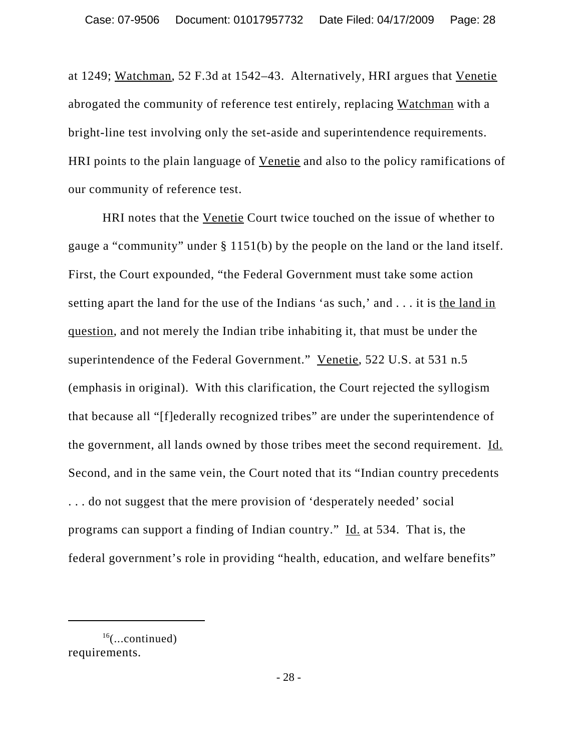at 1249; Watchman, 52 F.3d at 1542–43. Alternatively, HRI argues that Venetie abrogated the community of reference test entirely, replacing Watchman with a bright-line test involving only the set-aside and superintendence requirements. HRI points to the plain language of Venetie and also to the policy ramifications of our community of reference test.

HRI notes that the Venetie Court twice touched on the issue of whether to gauge a "community" under § 1151(b) by the people on the land or the land itself. First, the Court expounded, "the Federal Government must take some action setting apart the land for the use of the Indians 'as such,' and . . . it is the land in question, and not merely the Indian tribe inhabiting it, that must be under the superintendence of the Federal Government." Venetie, 522 U.S. at 531 n.5 (emphasis in original). With this clarification, the Court rejected the syllogism that because all "[f]ederally recognized tribes" are under the superintendence of the government, all lands owned by those tribes meet the second requirement. Id. Second, and in the same vein, the Court noted that its "Indian country precedents . . . do not suggest that the mere provision of 'desperately needed' social programs can support a finding of Indian country." Id. at 534. That is, the federal government's role in providing "health, education, and welfare benefits"

---

[16](...continued)
requirements.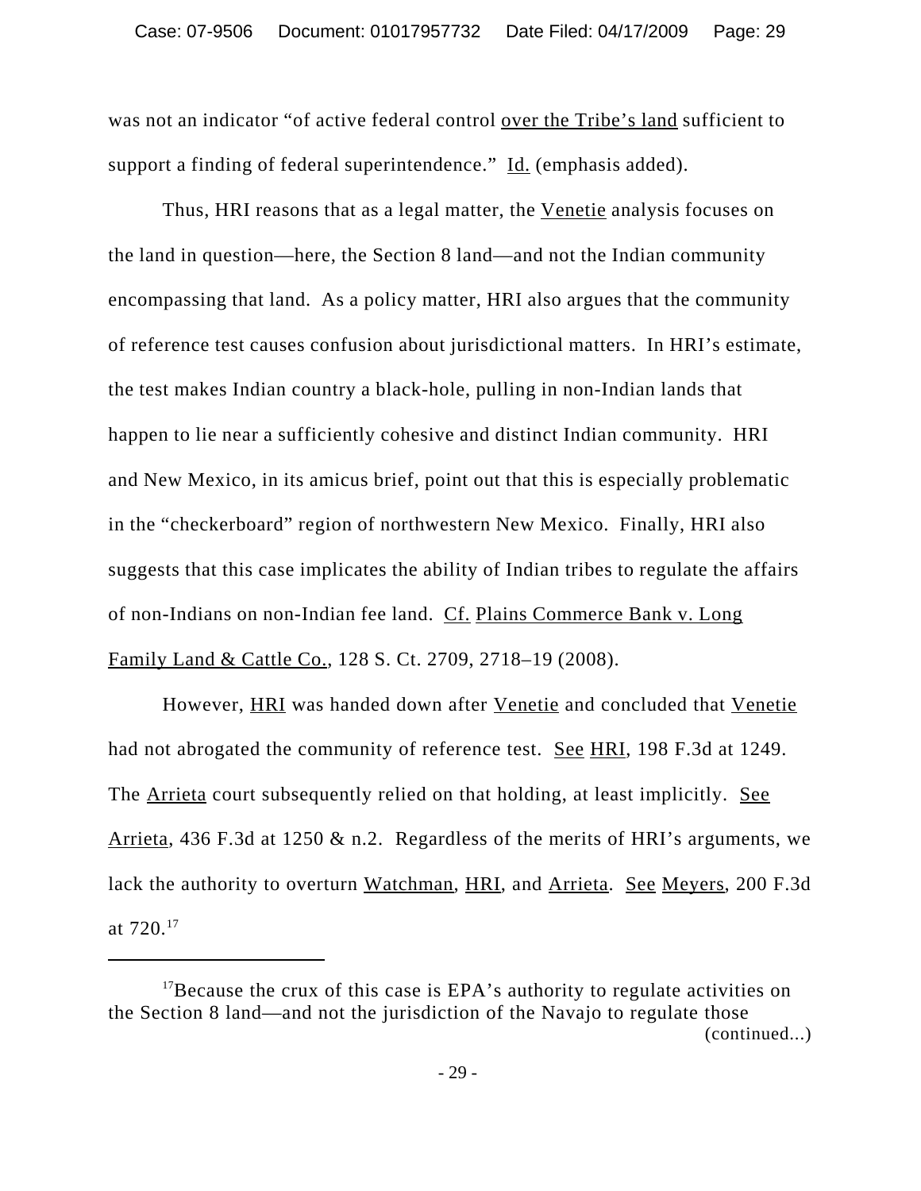was not an indicator "of active federal control over the Tribe's land sufficient to support a finding of federal superintendence." Id. (emphasis added).

Thus, HRI reasons that as a legal matter, the Venetie analysis focuses on the land in question—here, the Section 8 land—and not the Indian community encompassing that land. As a policy matter, HRI also argues that the community of reference test causes confusion about jurisdictional matters. In HRI's estimate, the test makes Indian country a black-hole, pulling in non-Indian lands that happen to lie near a sufficiently cohesive and distinct Indian community. HRI and New Mexico, in its amicus brief, point out that this is especially problematic in the "checkerboard" region of northwestern New Mexico. Finally, HRI also suggests that this case implicates the ability of Indian tribes to regulate the affairs of non-Indians on non-Indian fee land. Cf. Plains Commerce Bank v. Long Family Land & Cattle Co., 128 S. Ct. 2709, 2718–19 (2008).

However, HRI was handed down after Venetie and concluded that Venetie had not abrogated the community of reference test. See HRI, 198 F.3d at 1249. The Arrieta court subsequently relied on that holding, at least implicitly. See Arrieta, 436 F.3d at 1250 & n.2. Regardless of the merits of HRI's arguments, we lack the authority to overturn Watchman, HRI, and Arrieta. See Meyers, 200 F.3d at 720.[17]

---

[17] Because the crux of this case is EPA's authority to regulate activities on the Section 8 land—and not the jurisdiction of the Navajo to regulate those (continued...)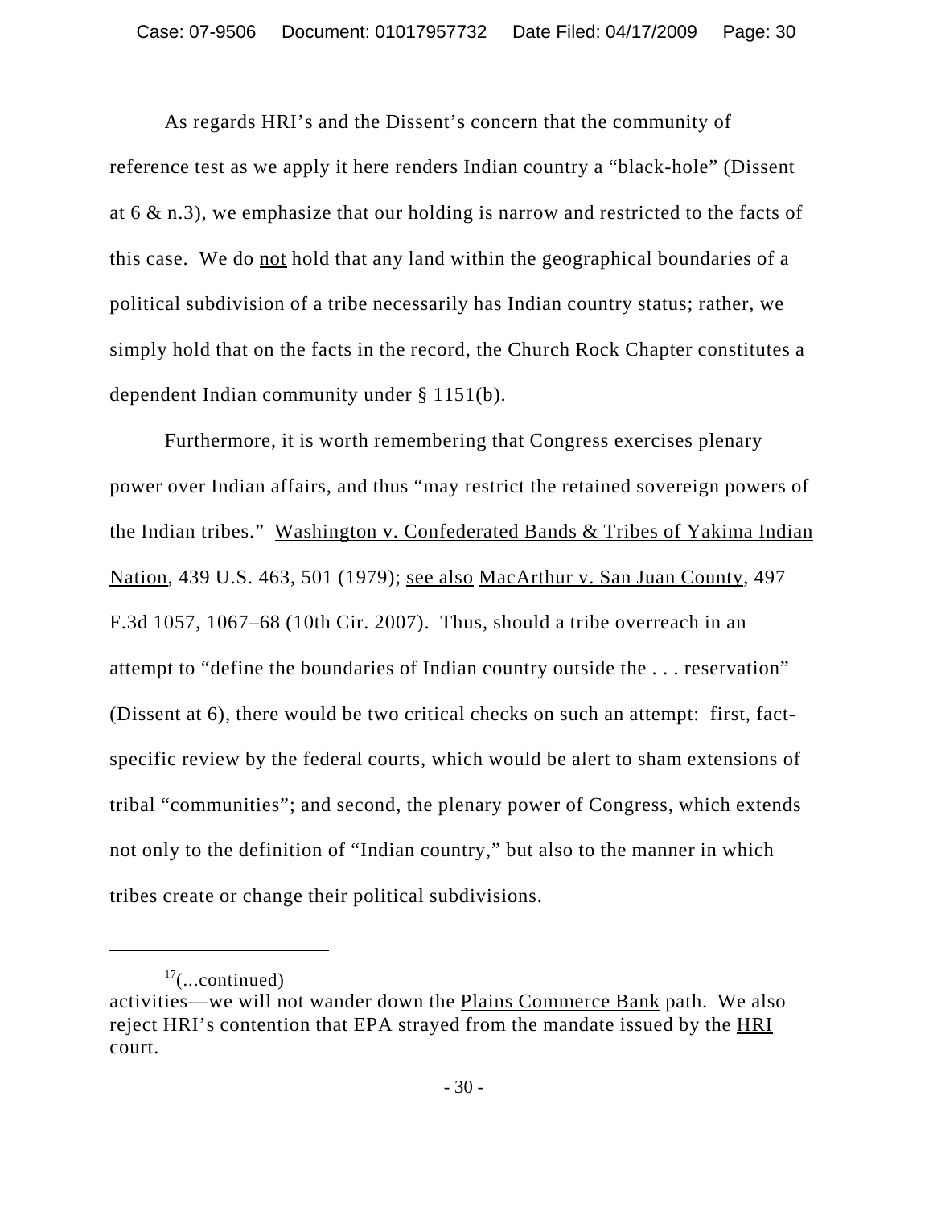As regards HRI's and the Dissent's concern that the community of reference test as we apply it here renders Indian country a "black-hole" (Dissent at 6 & n.3), we emphasize that our holding is narrow and restricted to the facts of this case. We do not hold that any land within the geographical boundaries of a political subdivision of a tribe necessarily has Indian country status; rather, we simply hold that on the facts in the record, the Church Rock Chapter constitutes a dependent Indian community under § 1151(b).

Furthermore, it is worth remembering that Congress exercises plenary power over Indian affairs, and thus "may restrict the retained sovereign powers of the Indian tribes." Washington v. Confederated Bands & Tribes of Yakima Indian Nation, 439 U.S. 463, 501 (1979); see also MacArthur v. San Juan County, 497 F.3d 1057, 1067–68 (10th Cir. 2007). Thus, should a tribe overreach in an attempt to "define the boundaries of Indian country outside the . . . reservation" (Dissent at 6), there would be two critical checks on such an attempt: first, fact-specific review by the federal courts, which would be alert to sham extensions of tribal "communities"; and second, the plenary power of Congress, which extends not only to the definition of "Indian country," but also to the manner in which tribes create or change their political subdivisions.

---

[17](...continued)
activities—we will not wander down the Plains Commerce Bank path. We also reject HRI's contention that EPA strayed from the mandate issued by the HRI court.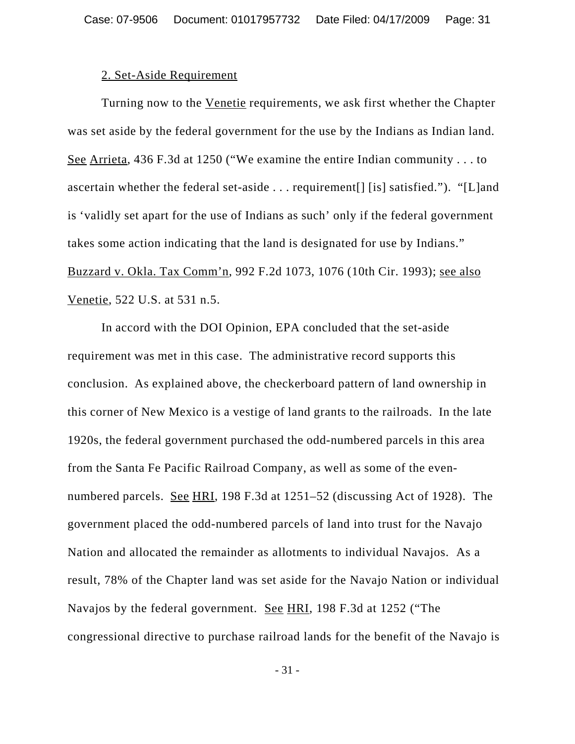2. Set-Aside Requirement

Turning now to the Venetie requirements, we ask first whether the Chapter was set aside by the federal government for the use by the Indians as Indian land. See Arrieta, 436 F.3d at 1250 ("We examine the entire Indian community . . . to ascertain whether the federal set-aside . . . requirement[] [is] satisfied."). "[L]and is 'validly set apart for the use of Indians as such' only if the federal government takes some action indicating that the land is designated for use by Indians." Buzzard v. Okla. Tax Comm'n, 992 F.2d 1073, 1076 (10th Cir. 1993); see also Venetie, 522 U.S. at 531 n.5.

In accord with the DOI Opinion, EPA concluded that the set-aside requirement was met in this case. The administrative record supports this conclusion. As explained above, the checkerboard pattern of land ownership in this corner of New Mexico is a vestige of land grants to the railroads. In the late 1920s, the federal government purchased the odd-numbered parcels in this area from the Santa Fe Pacific Railroad Company, as well as some of the even-numbered parcels. See HRI, 198 F.3d at 1251–52 (discussing Act of 1928). The government placed the odd-numbered parcels of land into trust for the Navajo Nation and allocated the remainder as allotments to individual Navajos. As a result, 78% of the Chapter land was set aside for the Navajo Nation or individual Navajos by the federal government. See HRI, 198 F.3d at 1252 ("The congressional directive to purchase railroad lands for the benefit of the Navajo is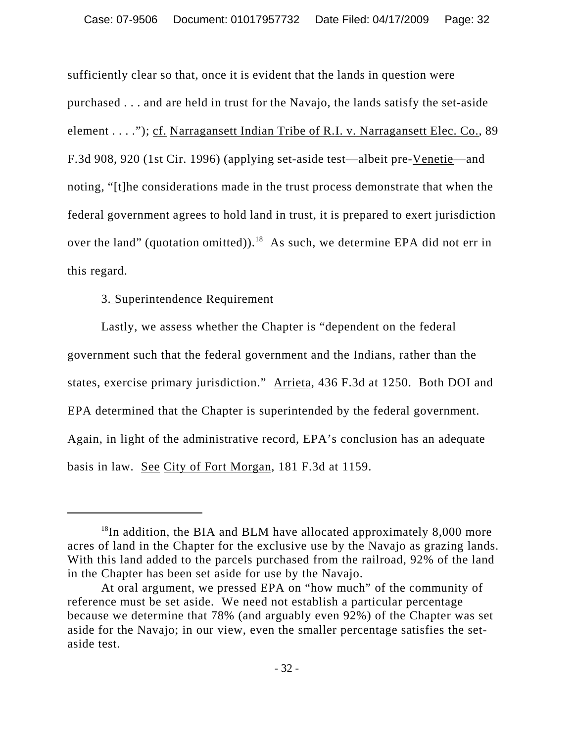sufficiently clear so that, once it is evident that the lands in question were purchased . . . and are held in trust for the Navajo, the lands satisfy the set-aside element . . . ."); cf. Narragansett Indian Tribe of R.I. v. Narragansett Elec. Co., 89 F.3d 908, 920 (1st Cir. 1996) (applying set-aside test—albeit pre-Venetie—and noting, "[t]he considerations made in the trust process demonstrate that when the federal government agrees to hold land in trust, it is prepared to exert jurisdiction over the land" (quotation omitted)).[18] As such, we determine EPA did not err in this regard.

3. Superintendence Requirement

Lastly, we assess whether the Chapter is "dependent on the federal government such that the federal government and the Indians, rather than the states, exercise primary jurisdiction." Arrieta, 436 F.3d at 1250. Both DOI and EPA determined that the Chapter is superintended by the federal government. Again, in light of the administrative record, EPA's conclusion has an adequate basis in law. See City of Fort Morgan, 181 F.3d at 1159.

---

[18]In addition, the BIA and BLM have allocated approximately 8,000 more acres of land in the Chapter for the exclusive use by the Navajo as grazing lands. With this land added to the parcels purchased from the railroad, 92% of the land in the Chapter has been set aside for use by the Navajo.

At oral argument, we pressed EPA on "how much" of the community of reference must be set aside. We need not establish a particular percentage because we determine that 78% (and arguably even 92%) of the Chapter was set aside for the Navajo; in our view, even the smaller percentage satisfies the set-aside test.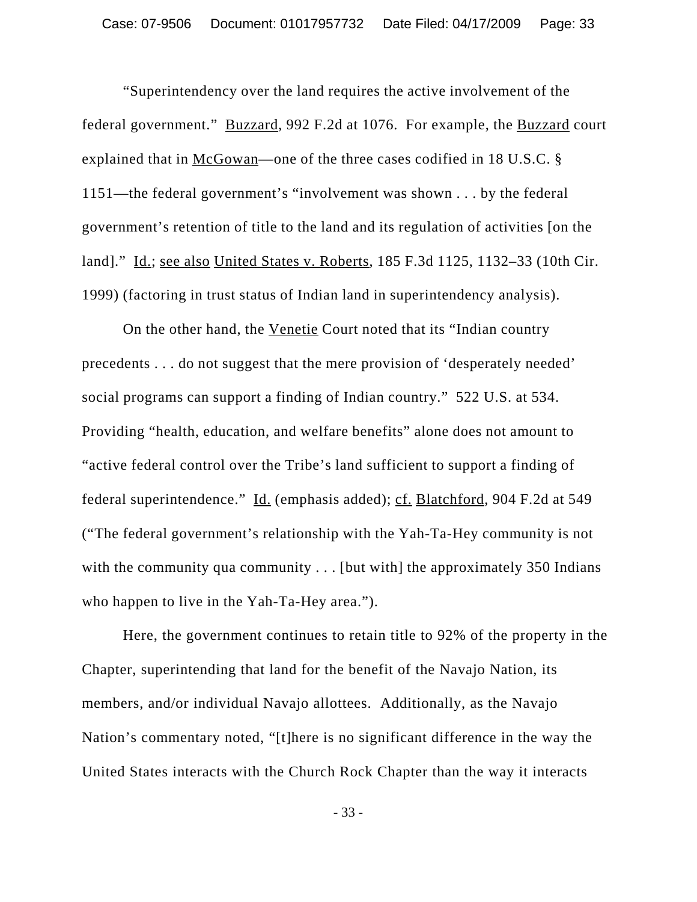"Superintendency over the land requires the active involvement of the federal government." Buzzard, 992 F.2d at 1076. For example, the Buzzard court explained that in McGowan—one of the three cases codified in 18 U.S.C. § 1151—the federal government's "involvement was shown . . . by the federal government's retention of title to the land and its regulation of activities [on the land]." Id.; see also United States v. Roberts, 185 F.3d 1125, 1132–33 (10th Cir. 1999) (factoring in trust status of Indian land in superintendency analysis).

On the other hand, the Venetie Court noted that its "Indian country precedents . . . do not suggest that the mere provision of 'desperately needed' social programs can support a finding of Indian country." 522 U.S. at 534. Providing "health, education, and welfare benefits" alone does not amount to "active federal control over the Tribe's land sufficient to support a finding of federal superintendence." Id. (emphasis added); cf. Blatchford, 904 F.2d at 549 ("The federal government's relationship with the Yah-Ta-Hey community is not with the community qua community . . . [but with] the approximately 350 Indians who happen to live in the Yah-Ta-Hey area.").

Here, the government continues to retain title to 92% of the property in the Chapter, superintending that land for the benefit of the Navajo Nation, its members, and/or individual Navajo allottees. Additionally, as the Navajo Nation's commentary noted, "[t]here is no significant difference in the way the United States interacts with the Church Rock Chapter than the way it interacts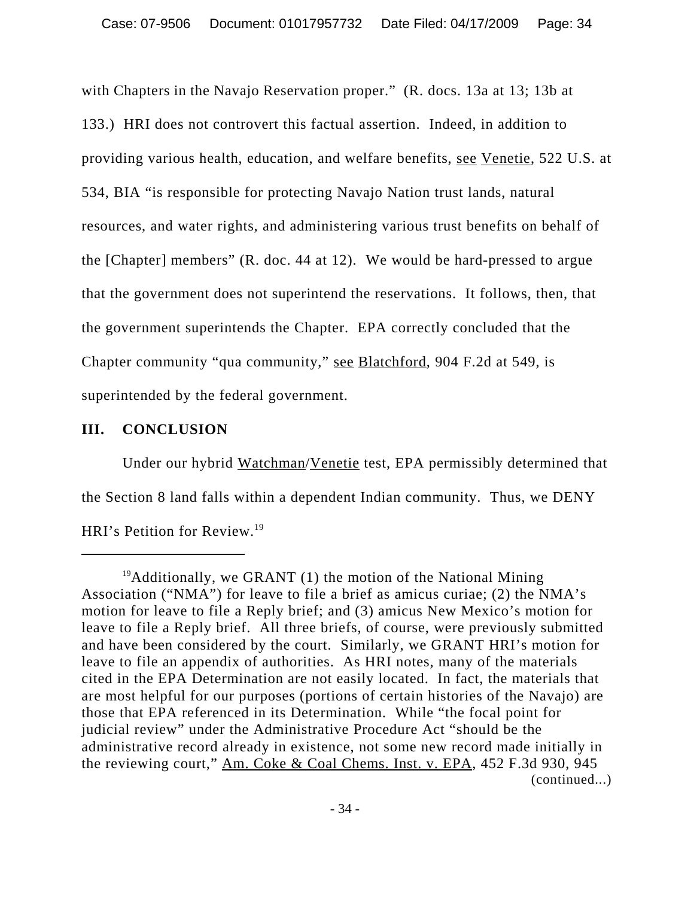with Chapters in the Navajo Reservation proper." (R. docs. 13a at 13; 13b at 133.) HRI does not controvert this factual assertion. Indeed, in addition to providing various health, education, and welfare benefits, see Venetie, 522 U.S. at 534, BIA "is responsible for protecting Navajo Nation trust lands, natural resources, and water rights, and administering various trust benefits on behalf of the [Chapter] members" (R. doc. 44 at 12). We would be hard-pressed to argue that the government does not superintend the reservations. It follows, then, that the government superintends the Chapter. EPA correctly concluded that the Chapter community "qua community," see Blatchford, 904 F.2d at 549, is superintended by the federal government.

## III. CONCLUSION

Under our hybrid Watchman/Venetie test, EPA permissibly determined that the Section 8 land falls within a dependent Indian community. Thus, we DENY HRI's Petition for Review.[19]

---

[19] Additionally, we GRANT (1) the motion of the National Mining Association ("NMA") for leave to file a brief as amicus curiae; (2) the NMA's motion for leave to file a Reply brief; and (3) amicus New Mexico's motion for leave to file a Reply brief. All three briefs, of course, were previously submitted and have been considered by the court. Similarly, we GRANT HRI's motion for leave to file an appendix of authorities. As HRI notes, many of the materials cited in the EPA Determination are not easily located. In fact, the materials that are most helpful for our purposes (portions of certain histories of the Navajo) are those that EPA referenced in its Determination. While "the focal point for judicial review" under the Administrative Procedure Act "should be the administrative record already in existence, not some new record made initially in the reviewing court," Am. Coke & Coal Chems. Inst. v. EPA, 452 F.3d 930, 945 (continued...)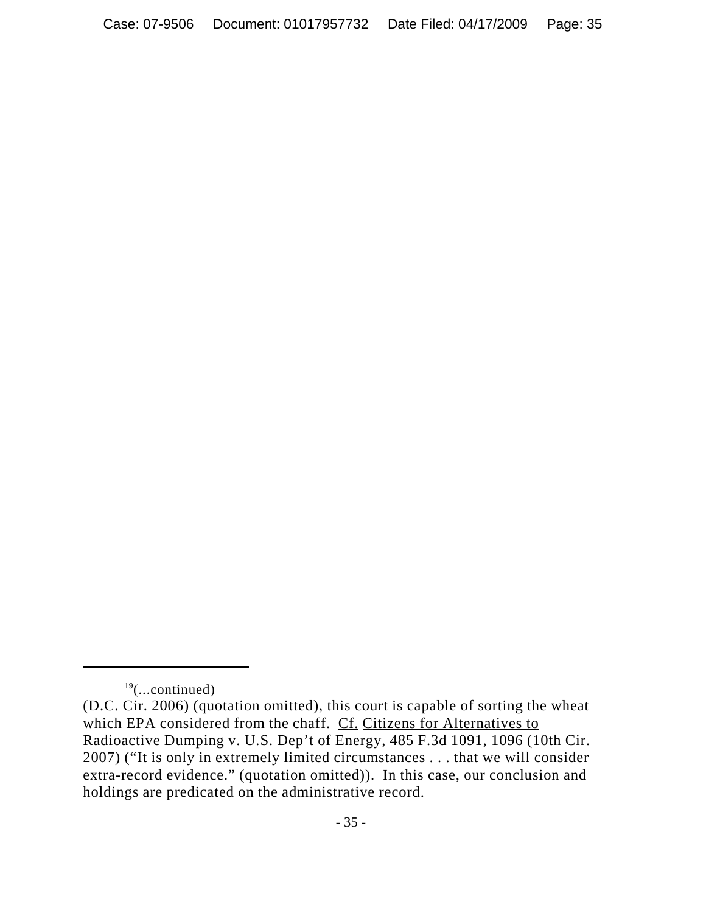[19](...continued)

(D.C. Cir. 2006) (quotation omitted), this court is capable of sorting the wheat which EPA considered from the chaff. Cf. Citizens for Alternatives to Radioactive Dumping v. U.S. Dep't of Energy, 485 F.3d 1091, 1096 (10th Cir. 2007) ("It is only in extremely limited circumstances . . . that we will consider extra-record evidence." (quotation omitted)). In this case, our conclusion and holdings are predicated on the administrative record.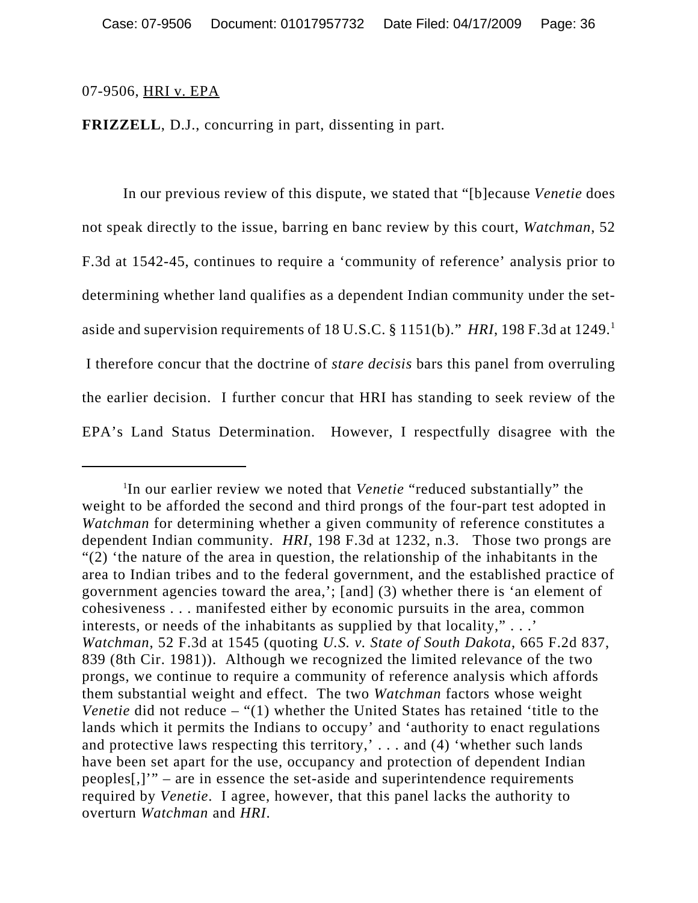07-9506, HRI v. EPA

**FRIZZELL**, D.J., concurring in part, dissenting in part.

In our previous review of this dispute, we stated that "[b]ecause *Venetie* does not speak directly to the issue, barring en banc review by this court, *Watchman*, 52 F.3d at 1542-45, continues to require a 'community of reference' analysis prior to determining whether land qualifies as a dependent Indian community under the set-aside and supervision requirements of 18 U.S.C. § 1151(b)." *HRI*, 198 F.3d at 1249.[1] I therefore concur that the doctrine of *stare decisis* bars this panel from overruling the earlier decision. I further concur that HRI has standing to seek review of the EPA's Land Status Determination. However, I respectfully disagree with the

---

[1]In our earlier review we noted that *Venetie* "reduced substantially" the weight to be afforded the second and third prongs of the four-part test adopted in *Watchman* for determining whether a given community of reference constitutes a dependent Indian community. *HRI*, 198 F.3d at 1232, n.3. Those two prongs are "(2) 'the nature of the area in question, the relationship of the inhabitants in the area to Indian tribes and to the federal government, and the established practice of government agencies toward the area,'; [and] (3) whether there is 'an element of cohesiveness . . . manifested either by economic pursuits in the area, common interests, or needs of the inhabitants as supplied by that locality," . . .' *Watchman*, 52 F.3d at 1545 (quoting *U.S. v. State of South Dakota*, 665 F.2d 837, 839 (8th Cir. 1981)). Although we recognized the limited relevance of the two prongs, we continue to require a community of reference analysis which affords them substantial weight and effect. The two *Watchman* factors whose weight *Venetie* did not reduce – "(1) whether the United States has retained 'title to the lands which it permits the Indians to occupy' and 'authority to enact regulations and protective laws respecting this territory,' . . . and (4) 'whether such lands have been set apart for the use, occupancy and protection of dependent Indian peoples[,]'" – are in essence the set-aside and superintendence requirements required by *Venetie*. I agree, however, that this panel lacks the authority to overturn *Watchman* and *HRI*.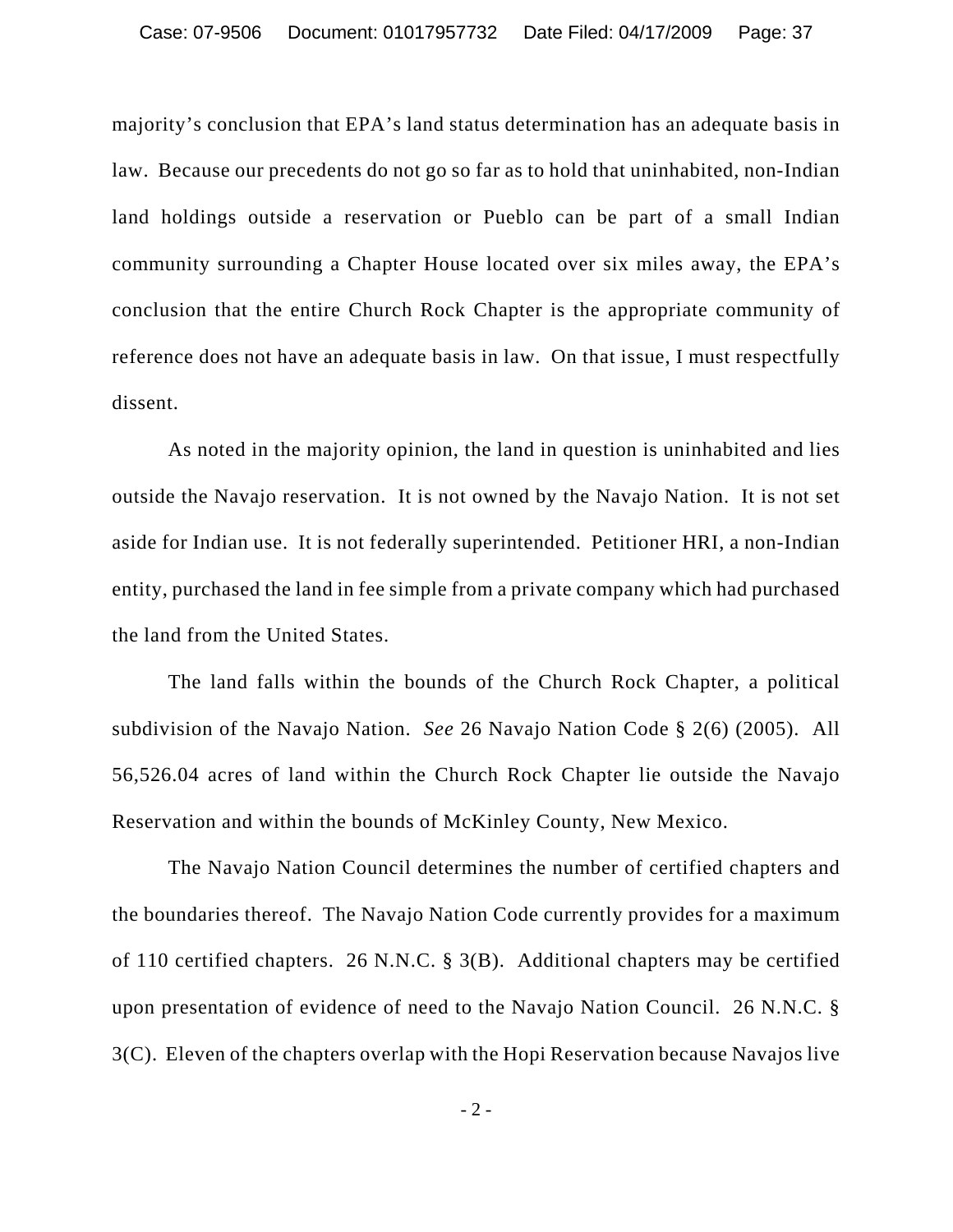majority's conclusion that EPA's land status determination has an adequate basis in law. Because our precedents do not go so far as to hold that uninhabited, non-Indian land holdings outside a reservation or Pueblo can be part of a small Indian community surrounding a Chapter House located over six miles away, the EPA's conclusion that the entire Church Rock Chapter is the appropriate community of reference does not have an adequate basis in law. On that issue, I must respectfully dissent.

As noted in the majority opinion, the land in question is uninhabited and lies outside the Navajo reservation. It is not owned by the Navajo Nation. It is not set aside for Indian use. It is not federally superintended. Petitioner HRI, a non-Indian entity, purchased the land in fee simple from a private company which had purchased the land from the United States.

The land falls within the bounds of the Church Rock Chapter, a political subdivision of the Navajo Nation. *See* 26 Navajo Nation Code § 2(6) (2005). All 56,526.04 acres of land within the Church Rock Chapter lie outside the Navajo Reservation and within the bounds of McKinley County, New Mexico.

The Navajo Nation Council determines the number of certified chapters and the boundaries thereof. The Navajo Nation Code currently provides for a maximum of 110 certified chapters. 26 N.N.C. § 3(B). Additional chapters may be certified upon presentation of evidence of need to the Navajo Nation Council. 26 N.N.C. § 3(C). Eleven of the chapters overlap with the Hopi Reservation because Navajos live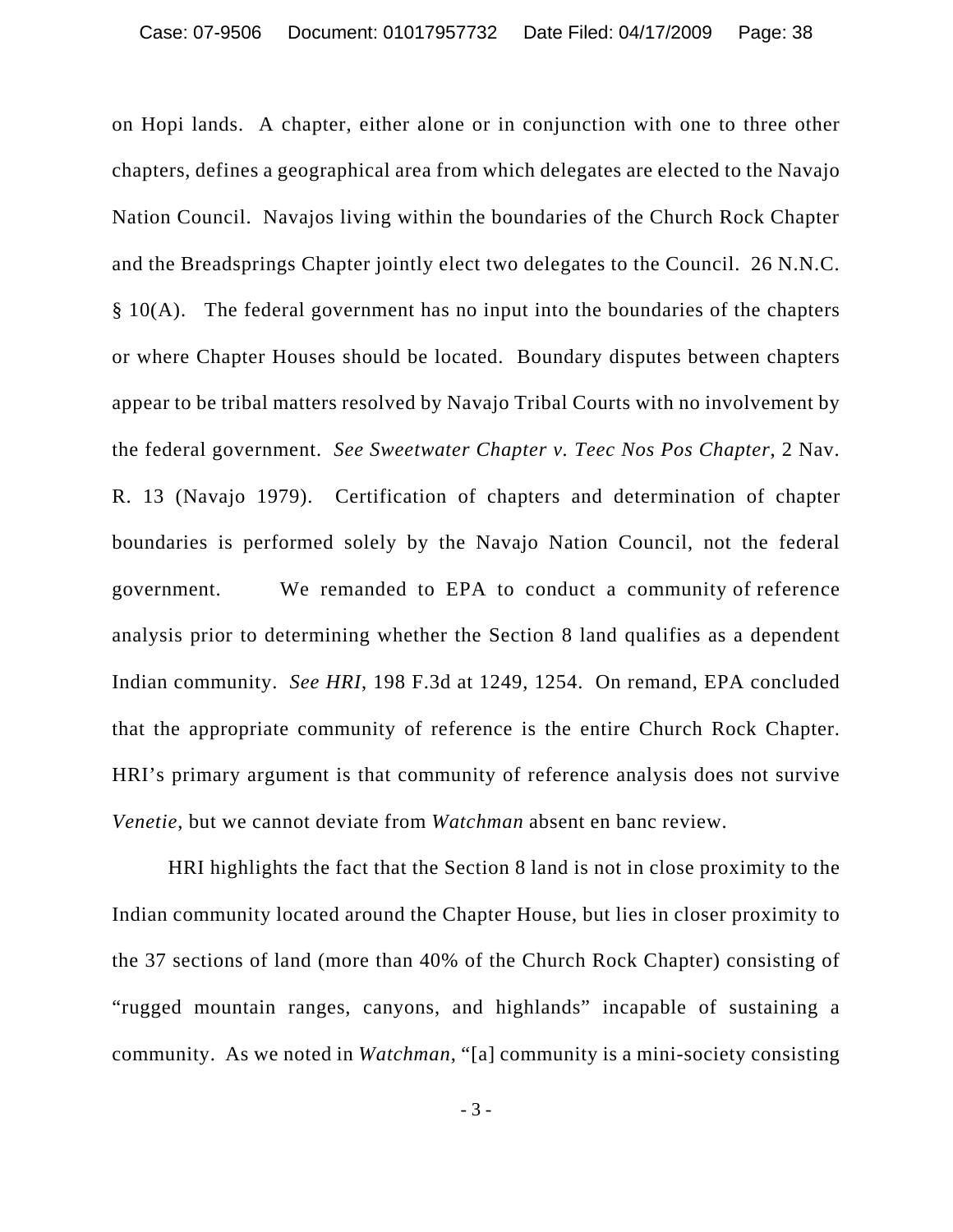on Hopi lands. A chapter, either alone or in conjunction with one to three other chapters, defines a geographical area from which delegates are elected to the Navajo Nation Council. Navajos living within the boundaries of the Church Rock Chapter and the Breadsprings Chapter jointly elect two delegates to the Council. 26 N.N.C. § 10(A). The federal government has no input into the boundaries of the chapters or where Chapter Houses should be located. Boundary disputes between chapters appear to be tribal matters resolved by Navajo Tribal Courts with no involvement by the federal government. *See Sweetwater Chapter v. Teec Nos Pos Chapter*, 2 Nav. R. 13 (Navajo 1979). Certification of chapters and determination of chapter boundaries is performed solely by the Navajo Nation Council, not the federal government. We remanded to EPA to conduct a community of reference analysis prior to determining whether the Section 8 land qualifies as a dependent Indian community. *See HRI*, 198 F.3d at 1249, 1254. On remand, EPA concluded that the appropriate community of reference is the entire Church Rock Chapter. HRI's primary argument is that community of reference analysis does not survive *Venetie*, but we cannot deviate from *Watchman* absent en banc review.

HRI highlights the fact that the Section 8 land is not in close proximity to the Indian community located around the Chapter House, but lies in closer proximity to the 37 sections of land (more than 40% of the Church Rock Chapter) consisting of "rugged mountain ranges, canyons, and highlands" incapable of sustaining a community. As we noted in *Watchman*, "[a] community is a mini-society consisting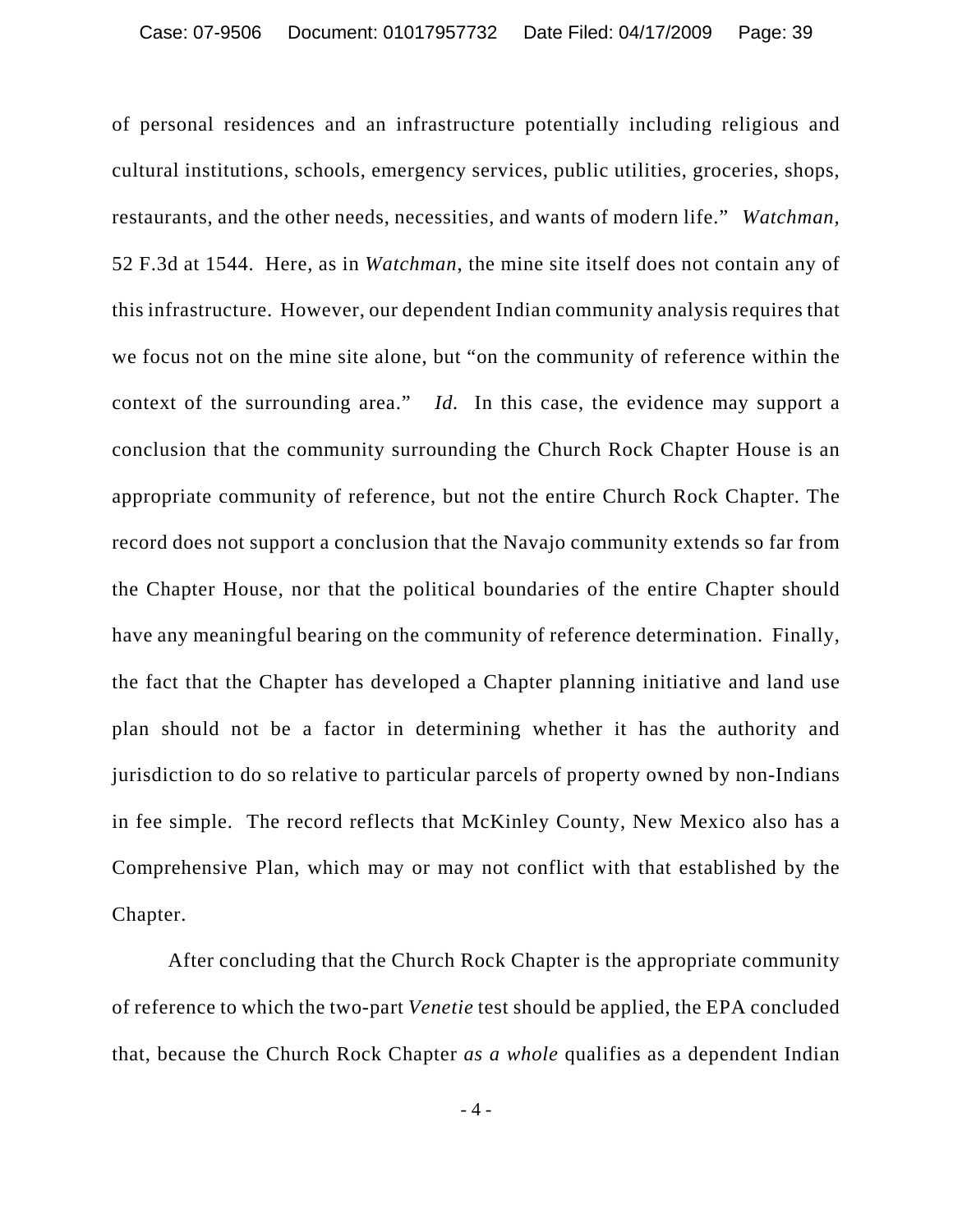of personal residences and an infrastructure potentially including religious and cultural institutions, schools, emergency services, public utilities, groceries, shops, restaurants, and the other needs, necessities, and wants of modern life." *Watchman,* 52 F.3d at 1544. Here, as in *Watchman,* the mine site itself does not contain any of this infrastructure. However, our dependent Indian community analysis requires that we focus not on the mine site alone, but "on the community of reference within the context of the surrounding area." *Id.* In this case, the evidence may support a conclusion that the community surrounding the Church Rock Chapter House is an appropriate community of reference, but not the entire Church Rock Chapter. The record does not support a conclusion that the Navajo community extends so far from the Chapter House, nor that the political boundaries of the entire Chapter should have any meaningful bearing on the community of reference determination. Finally, the fact that the Chapter has developed a Chapter planning initiative and land use plan should not be a factor in determining whether it has the authority and jurisdiction to do so relative to particular parcels of property owned by non-Indians in fee simple. The record reflects that McKinley County, New Mexico also has a Comprehensive Plan, which may or may not conflict with that established by the Chapter.

After concluding that the Church Rock Chapter is the appropriate community of reference to which the two-part *Venetie* test should be applied, the EPA concluded that, because the Church Rock Chapter *as a whole* qualifies as a dependent Indian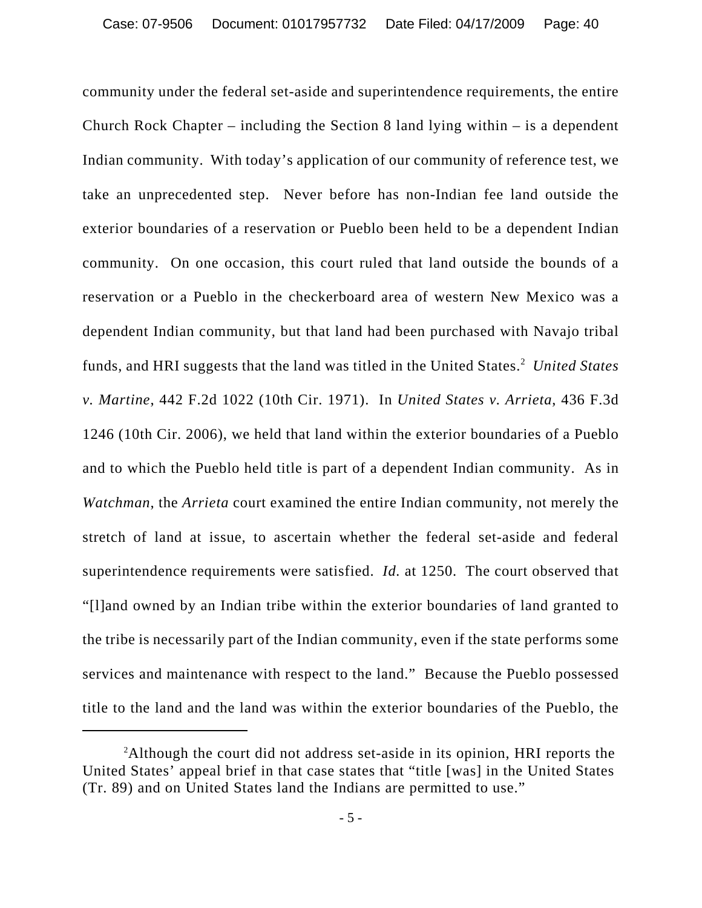community under the federal set-aside and superintendence requirements, the entire Church Rock Chapter – including the Section 8 land lying within – is a dependent Indian community. With today's application of our community of reference test, we take an unprecedented step. Never before has non-Indian fee land outside the exterior boundaries of a reservation or Pueblo been held to be a dependent Indian community. On one occasion, this court ruled that land outside the bounds of a reservation or a Pueblo in the checkerboard area of western New Mexico was a dependent Indian community, but that land had been purchased with Navajo tribal funds, and HRI suggests that the land was titled in the United States.[2] *United States v. Martine*, 442 F.2d 1022 (10th Cir. 1971). In *United States v. Arrieta*, 436 F.3d 1246 (10th Cir. 2006), we held that land within the exterior boundaries of a Pueblo and to which the Pueblo held title is part of a dependent Indian community. As in *Watchman*, the *Arrieta* court examined the entire Indian community, not merely the stretch of land at issue, to ascertain whether the federal set-aside and federal superintendence requirements were satisfied. *Id.* at 1250. The court observed that "[l]and owned by an Indian tribe within the exterior boundaries of land granted to the tribe is necessarily part of the Indian community, even if the state performs some services and maintenance with respect to the land." Because the Pueblo possessed title to the land and the land was within the exterior boundaries of the Pueblo, the

[2] Although the court did not address set-aside in its opinion, HRI reports the United States' appeal brief in that case states that "title [was] in the United States (Tr. 89) and on United States land the Indians are permitted to use."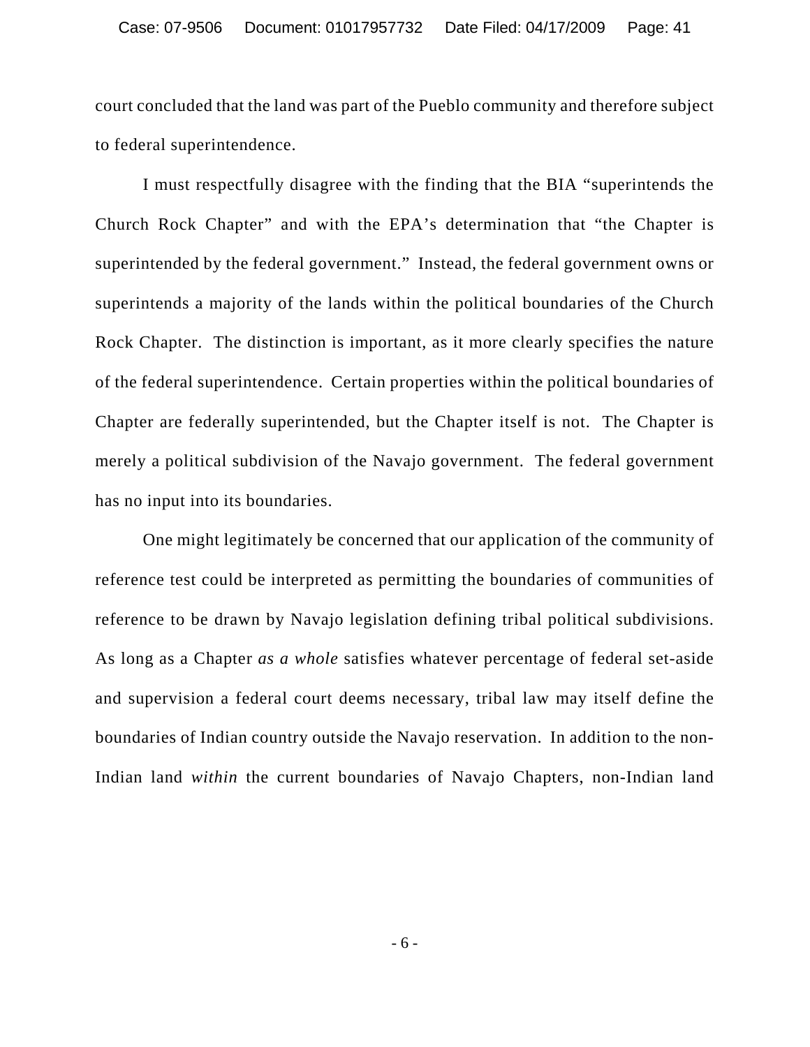court concluded that the land was part of the Pueblo community and therefore subject to federal superintendence.

I must respectfully disagree with the finding that the BIA "superintends the Church Rock Chapter" and with the EPA's determination that "the Chapter is superintended by the federal government." Instead, the federal government owns or superintends a majority of the lands within the political boundaries of the Church Rock Chapter. The distinction is important, as it more clearly specifies the nature of the federal superintendence. Certain properties within the political boundaries of Chapter are federally superintended, but the Chapter itself is not. The Chapter is merely a political subdivision of the Navajo government. The federal government has no input into its boundaries.

One might legitimately be concerned that our application of the community of reference test could be interpreted as permitting the boundaries of communities of reference to be drawn by Navajo legislation defining tribal political subdivisions. As long as a Chapter *as a whole* satisfies whatever percentage of federal set-aside and supervision a federal court deems necessary, tribal law may itself define the boundaries of Indian country outside the Navajo reservation. In addition to the non-Indian land *within* the current boundaries of Navajo Chapters, non-Indian land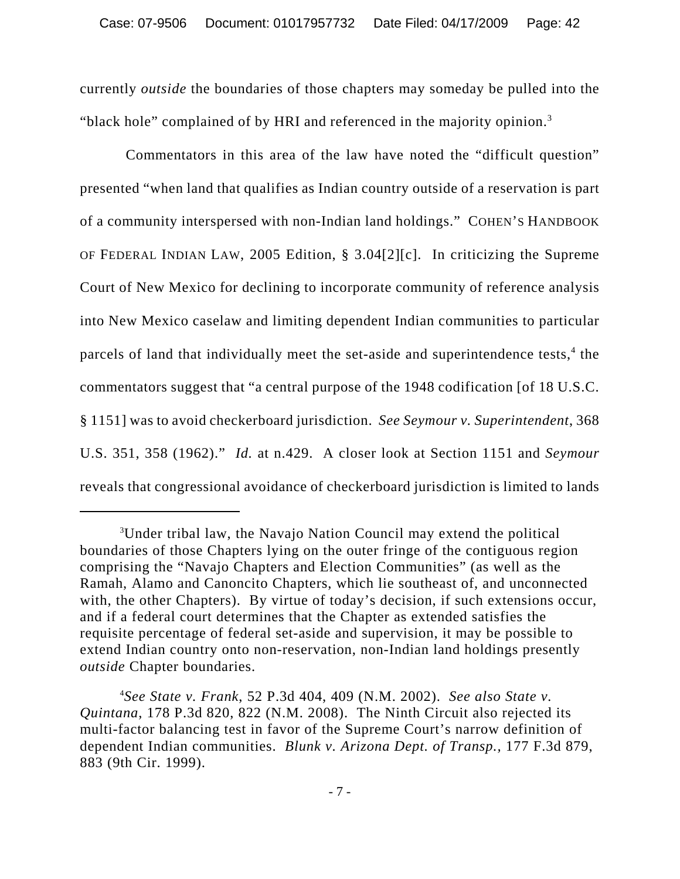currently *outside* the boundaries of those chapters may someday be pulled into the "black hole" complained of by HRI and referenced in the majority opinion.[3]

Commentators in this area of the law have noted the "difficult question" presented "when land that qualifies as Indian country outside of a reservation is part of a community interspersed with non-Indian land holdings." COHEN'S HANDBOOK OF FEDERAL INDIAN LAW, 2005 Edition, § 3.04[2][c]. In criticizing the Supreme Court of New Mexico for declining to incorporate community of reference analysis into New Mexico caselaw and limiting dependent Indian communities to particular parcels of land that individually meet the set-aside and superintendence tests,[4] the commentators suggest that "a central purpose of the 1948 codification [of 18 U.S.C. § 1151] was to avoid checkerboard jurisdiction. *See Seymour v. Superintendent*, 368 U.S. 351, 358 (1962)." *Id.* at n.429. A closer look at Section 1151 and *Seymour* reveals that congressional avoidance of checkerboard jurisdiction is limited to lands

---

[3]Under tribal law, the Navajo Nation Council may extend the political boundaries of those Chapters lying on the outer fringe of the contiguous region comprising the "Navajo Chapters and Election Communities" (as well as the Ramah, Alamo and Canoncito Chapters, which lie southeast of, and unconnected with, the other Chapters). By virtue of today's decision, if such extensions occur, and if a federal court determines that the Chapter as extended satisfies the requisite percentage of federal set-aside and supervision, it may be possible to extend Indian country onto non-reservation, non-Indian land holdings presently *outside* Chapter boundaries.

[4]*See State v. Frank*, 52 P.3d 404, 409 (N.M. 2002). *See also State v. Quintana*, 178 P.3d 820, 822 (N.M. 2008). The Ninth Circuit also rejected its multi-factor balancing test in favor of the Supreme Court's narrow definition of dependent Indian communities. *Blunk v. Arizona Dept. of Transp.*, 177 F.3d 879, 883 (9th Cir. 1999).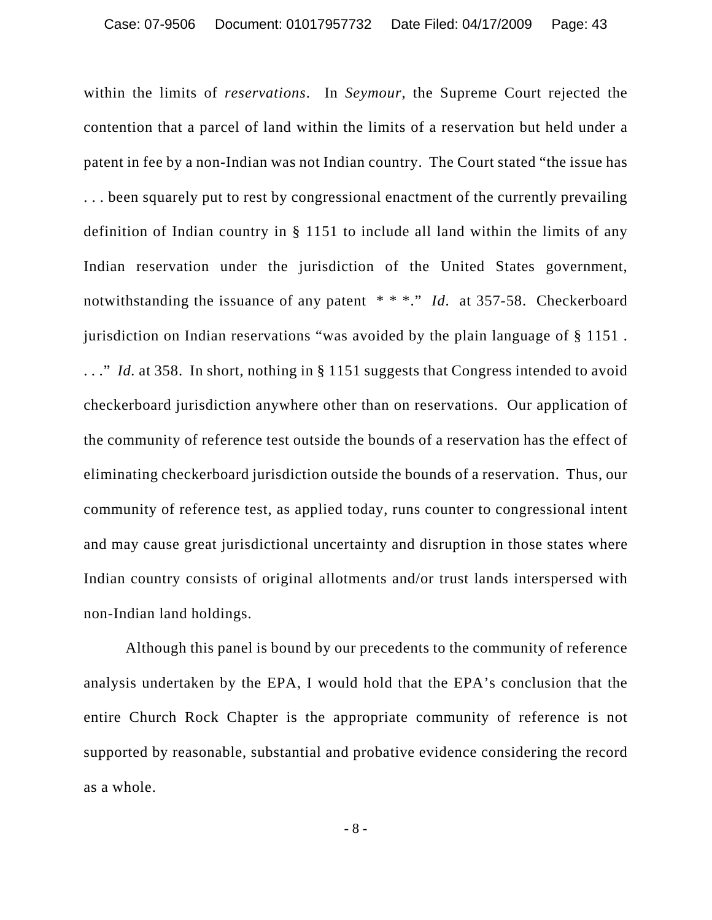within the limits of *reservations*. In *Seymour*, the Supreme Court rejected the contention that a parcel of land within the limits of a reservation but held under a patent in fee by a non-Indian was not Indian country. The Court stated "the issue has . . . been squarely put to rest by congressional enactment of the currently prevailing definition of Indian country in § 1151 to include all land within the limits of any Indian reservation under the jurisdiction of the United States government, notwithstanding the issuance of any patent * * *." *Id.* at 357-58. Checkerboard jurisdiction on Indian reservations "was avoided by the plain language of § 1151 . . . ." *Id.* at 358. In short, nothing in § 1151 suggests that Congress intended to avoid checkerboard jurisdiction anywhere other than on reservations. Our application of the community of reference test outside the bounds of a reservation has the effect of eliminating checkerboard jurisdiction outside the bounds of a reservation. Thus, our community of reference test, as applied today, runs counter to congressional intent and may cause great jurisdictional uncertainty and disruption in those states where Indian country consists of original allotments and/or trust lands interspersed with non-Indian land holdings.

Although this panel is bound by our precedents to the community of reference analysis undertaken by the EPA, I would hold that the EPA's conclusion that the entire Church Rock Chapter is the appropriate community of reference is not supported by reasonable, substantial and probative evidence considering the record as a whole.